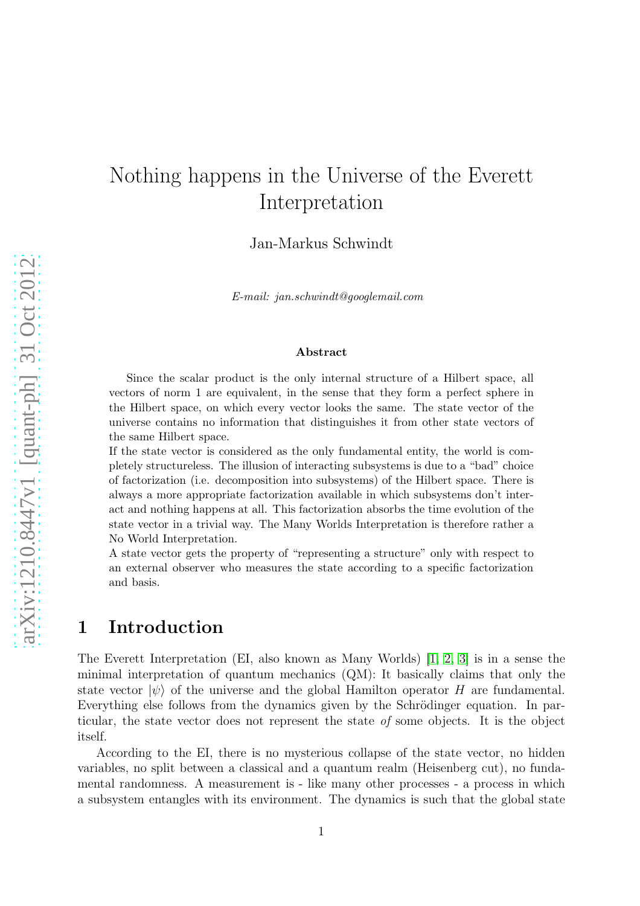# Nothing happens in the Universe of the Everett Interpretation

Jan-Markus Schwindt

*E-mail: jan.schwindt@googlemail.com*

### Abstract

Since the scalar product is the only internal structure of a Hilbert space, all vectors of norm 1 are equivalent, in the sense that they form a perfect sphere in the Hilbert space, on which every vector looks the same. The state vector of the universe contains no information that distinguishes it from other state vectors of the same Hilbert space.

If the state vector is considered as the only fundamental entity, the world is completely structureless. The illusion of interacting subsystems is due to a "bad" choice of factorization (i.e. decomposition into subsystems) of the Hilbert space. There is always a more appropriate factorization available in which subsystems don't interact and nothing happens at all. This factorization absorbs the time evolution of the state vector in a trivial way. The Many Worlds Interpretation is therefore rather a No World Interpretation.

A state vector gets the property of "representing a structure" only with respect to an external observer who measures the state according to a specific factorization and basis.

## 1 Introduction

The Everett Interpretation (EI, also known as Many Worlds) [1, 2, 3] is in a sense the minimal interpretation of quantum mechanics (QM): It basically claims that only the state vector $|\psi\rangle$ of the universe and the global Hamilton operator $H$ are fundamental. Everything else follows from the dynamics given by the Schrödinger equation. In particular, the state vector does not represent the state *of* some objects. It is the object itself.

According to the EI, there is no mysterious collapse of the state vector, no hidden variables, no split between a classical and a quantum realm (Heisenberg cut), no fundamental randomness. A measurement is - like many other processes - a process in which a subsystem entangles with its environment. The dynamics is such that the global state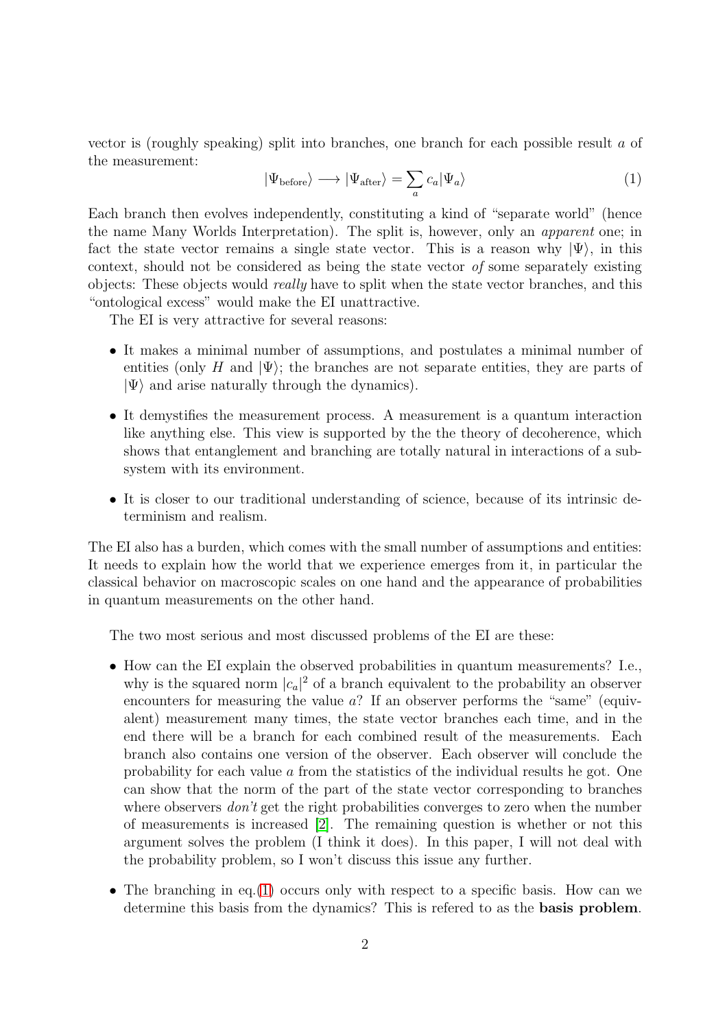vector is (roughly speaking) split into branches, one branch for each possible result $a$ of the measurement:

$$|\Psi_{\text{before}}\rangle \longrightarrow |\Psi_{\text{after}}\rangle = \sum_a c_a |\Psi_a\rangle \tag{1}$$

Each branch then evolves independently, constituting a kind of "separate world" (hence the name Many Worlds Interpretation). The split is, however, only an *apparent* one; in fact the state vector remains a single state vector. This is a reason why $|\Psi\rangle$, in this context, should not be considered as being the state vector *of* some separately existing objects: These objects would *really* have to split when the state vector branches, and this "ontological excess" would make the EI unattractive.

The EI is very attractive for several reasons:

- It makes a minimal number of assumptions, and postulates a minimal number of entities (only $H$ and $|\Psi\rangle$; the branches are not separate entities, they are parts of $|\Psi\rangle$ and arise naturally through the dynamics).
- It demystifies the measurement process. A measurement is a quantum interaction like anything else. This view is supported by the the theory of decoherence, which shows that entanglement and branching are totally natural in interactions of a subsystem with its environment.
- It is closer to our traditional understanding of science, because of its intrinsic determinism and realism.

The EI also has a burden, which comes with the small number of assumptions and entities: It needs to explain how the world that we experience emerges from it, in particular the classical behavior on macroscopic scales on one hand and the appearance of probabilities in quantum measurements on the other hand.

The two most serious and most discussed problems of the EI are these:

- How can the EI explain the observed probabilities in quantum measurements? I.e., why is the squared norm $|c_a|^2$ of a branch equivalent to the probability an observer encounters for measuring the value $a$? If an observer performs the "same" (equivalent) measurement many times, the state vector branches each time, and in the end there will be a branch for each combined result of the measurements. Each branch also contains one version of the observer. Each observer will conclude the probability for each value $a$ from the statistics of the individual results he got. One can show that the norm of the part of the state vector corresponding to branches where observers *don't* get the right probabilities converges to zero when the number of measurements is increased [2]. The remaining question is whether or not this argument solves the problem (I think it does). In this paper, I will not deal with the probability problem, so I won't discuss this issue any further.
- The branching in eq.(1) occurs only with respect to a specific basis. How can we determine this basis from the dynamics? This is refered to as the **basis problem**.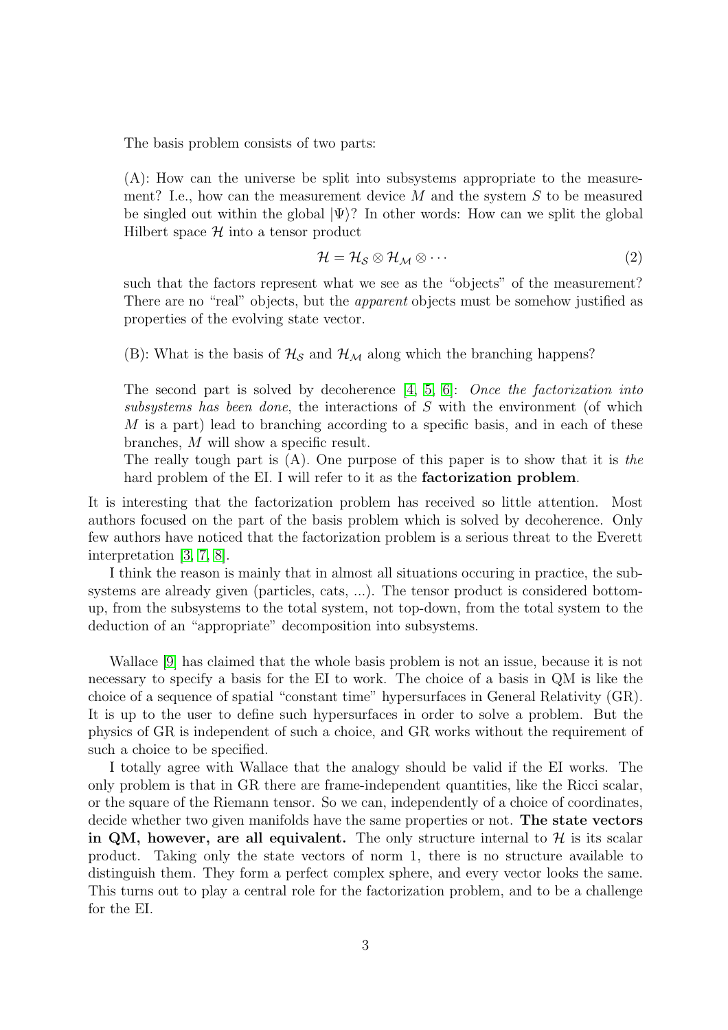The basis problem consists of two parts:

(A): How can the universe be split into subsystems appropriate to the measurement? I.e., how can the measurement device $M$ and the system $S$ to be measured be singled out within the global $|\Psi\rangle$? In other words: How can we split the global Hilbert space $\mathcal{H}$ into a tensor product

$$\mathcal{H} = \mathcal{H}_{\mathcal{S}} \otimes \mathcal{H}_{\mathcal{M}} \otimes \cdots \tag{2}$$

such that the factors represent what we see as the "objects" of the measurement? There are no "real" objects, but the *apparent* objects must be somehow justified as properties of the evolving state vector.

(B): What is the basis of $\mathcal{H}_{\mathcal{S}}$ and $\mathcal{H}_{\mathcal{M}}$ along which the branching happens?

The second part is solved by decoherence [4, 5, 6]: *Once the factorization into subsystems has been done*, the interactions of $S$ with the environment (of which $M$ is a part) lead to branching according to a specific basis, and in each of these branches, $M$ will show a specific result.

The really tough part is (A). One purpose of this paper is to show that it is *the* hard problem of the EI. I will refer to it as the **factorization problem**.

It is interesting that the factorization problem has received so little attention. Most authors focused on the part of the basis problem which is solved by decoherence. Only few authors have noticed that the factorization problem is a serious threat to the Everett interpretation [3, 7, 8].

I think the reason is mainly that in almost all situations occuring in practice, the subsystems are already given (particles, cats, ...). The tensor product is considered bottom-up, from the subsystems to the total system, not top-down, from the total system to the deduction of an "appropriate" decomposition into subsystems.

Wallace [9] has claimed that the whole basis problem is not an issue, because it is not necessary to specify a basis for the EI to work. The choice of a basis in QM is like the choice of a sequence of spatial "constant time" hypersurfaces in General Relativity (GR). It is up to the user to define such hypersurfaces in order to solve a problem. But the physics of GR is independent of such a choice, and GR works without the requirement of such a choice to be specified.

I totally agree with Wallace that the analogy should be valid if the EI works. The only problem is that in GR there are frame-independent quantities, like the Ricci scalar, or the square of the Riemann tensor. So we can, independently of a choice of coordinates, decide whether two given manifolds have the same properties or not. **The state vectors in QM, however, are all equivalent.** The only structure internal to $\mathcal{H}$ is its scalar product. Taking only the state vectors of norm 1, there is no structure available to distinguish them. They form a perfect complex sphere, and every vector looks the same. This turns out to play a central role for the factorization problem, and to be a challenge for the EI.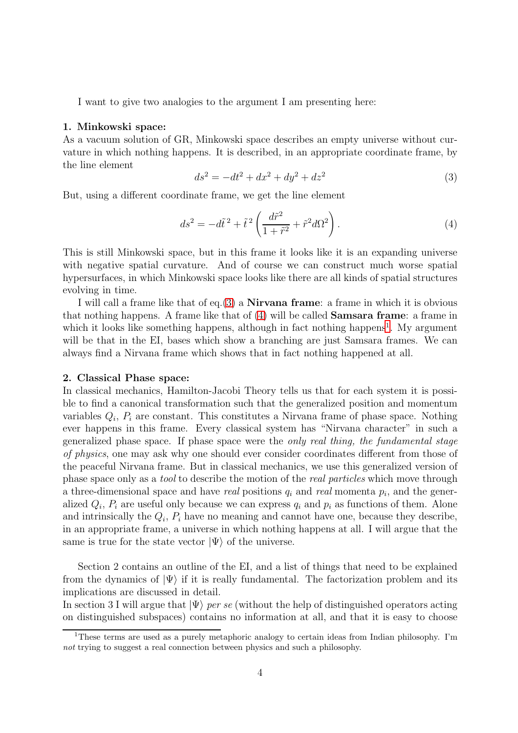I want to give two analogies to the argument I am presenting here:

**1. Minkowski space:**
As a vacuum solution of GR, Minkowski space describes an empty universe without curvature in which nothing happens. It is described, in an appropriate coordinate frame, by the line element

$$ds^2 = -dt^2 + dx^2 + dy^2 + dz^2 \tag{3}$$

But, using a different coordinate frame, we get the line element

$$ds^2 = -d\tilde{t}^{\,2} + \tilde{t}^{\,2} \left( \frac{d\tilde{r}^2}{1 + \tilde{r}^2} + \tilde{r}^2 d\Omega^2 \right). \tag{4}$$

This is still Minkowski space, but in this frame it looks like it is an expanding universe with negative spatial curvature. And of course we can construct much worse spatial hypersurfaces, in which Minkowski space looks like there are all kinds of spatial structures evolving in time.

I will call a frame like that of eq.(3) a **Nirvana frame**: a frame in which it is obvious that nothing happens. A frame like that of (4) will be called **Samsara frame**: a frame in which it looks like something happens, although in fact nothing happens[1]. My argument will be that in the EI, bases which show a branching are just Samsara frames. We can always find a Nirvana frame which shows that in fact nothing happened at all.

**2. Classical Phase space:**
In classical mechanics, Hamilton-Jacobi Theory tells us that for each system it is possible to find a canonical transformation such that the generalized position and momentum variables $Q_i$, $P_i$ are constant. This constitutes a Nirvana frame of phase space. Nothing ever happens in this frame. Every classical system has "Nirvana character" in such a generalized phase space. If phase space were the *only real thing, the fundamental stage of physics*, one may ask why one should ever consider coordinates different from those of the peaceful Nirvana frame. But in classical mechanics, we use this generalized version of phase space only as a *tool* to describe the motion of the *real particles* which move through a three-dimensional space and have *real* positions $q_i$ and *real* momenta $p_i$, and the generalized $Q_i$, $P_i$ are useful only because we can express $q_i$ and $p_i$ as functions of them. Alone and intrinsically the $Q_i$, $P_i$ have no meaning and cannot have one, because they describe, in an appropriate frame, a universe in which nothing happens at all. I will argue that the same is true for the state vector $|\Psi\rangle$ of the universe.

Section 2 contains an outline of the EI, and a list of things that need to be explained from the dynamics of $|\Psi\rangle$ if it is really fundamental. The factorization problem and its implications are discussed in detail.
In section 3 I will argue that $|\Psi\rangle$ *per se* (without the help of distinguished operators acting on distinguished subspaces) contains no information at all, and that it is easy to choose

[1] These terms are used as a purely metaphoric analogy to certain ideas from Indian philosophy. I'm *not* trying to suggest a real connection between physics and such a philosophy.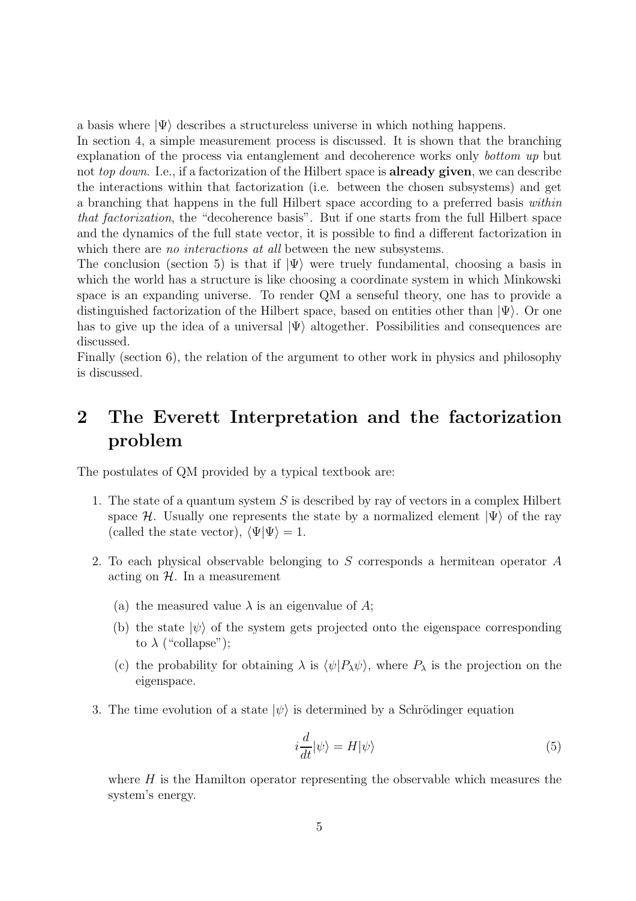a basis where $|\Psi\rangle$ describes a structureless universe in which nothing happens.
In section 4, a simple measurement process is discussed. It is shown that the branching explanation of the process via entanglement and decoherence works only *bottom up* but not *top down*. I.e., if a factorization of the Hilbert space is **already given**, we can describe the interactions within that factorization (i.e. between the chosen subsystems) and get a branching that happens in the full Hilbert space according to a preferred basis *within that factorization*, the "decoherence basis". But if one starts from the full Hilbert space and the dynamics of the full state vector, it is possible to find a different factorization in which there are *no interactions at all* between the new subsystems.
The conclusion (section 5) is that if $|\Psi\rangle$ were truely fundamental, choosing a basis in which the world has a structure is like choosing a coordinate system in which Minkowski space is an expanding universe. To render QM a senseful theory, one has to provide a distinguished factorization of the Hilbert space, based on entities other than $|\Psi\rangle$. Or one has to give up the idea of a universal $|\Psi\rangle$ altogether. Possibilities and consequences are discussed.
Finally (section 6), the relation of the argument to other work in physics and philosophy is discussed.

## 2 The Everett Interpretation and the factorization problem

The postulates of QM provided by a typical textbook are:

1. The state of a quantum system $S$ is described by ray of vectors in a complex Hilbert space $\mathcal{H}$. Usually one represents the state by a normalized element $|\Psi\rangle$ of the ray (called the state vector), $\langle\Psi|\Psi\rangle = 1$.

2. To each physical observable belonging to $S$ corresponds a hermitean operator $A$ acting on $\mathcal{H}$. In a measurement

   (a) the measured value $\lambda$ is an eigenvalue of $A$;

   (b) the state $|\psi\rangle$ of the system gets projected onto the eigenspace corresponding to $\lambda$ ("collapse");

   (c) the probability for obtaining $\lambda$ is $\langle\psi|P_\lambda\psi\rangle$, where $P_\lambda$ is the projection on the eigenspace.

3. The time evolution of a state $|\psi\rangle$ is determined by a Schrödinger equation

$$i\frac{d}{dt}|\psi\rangle = H|\psi\rangle \tag{5}$$

   where $H$ is the Hamilton operator representing the observable which measures the system's energy.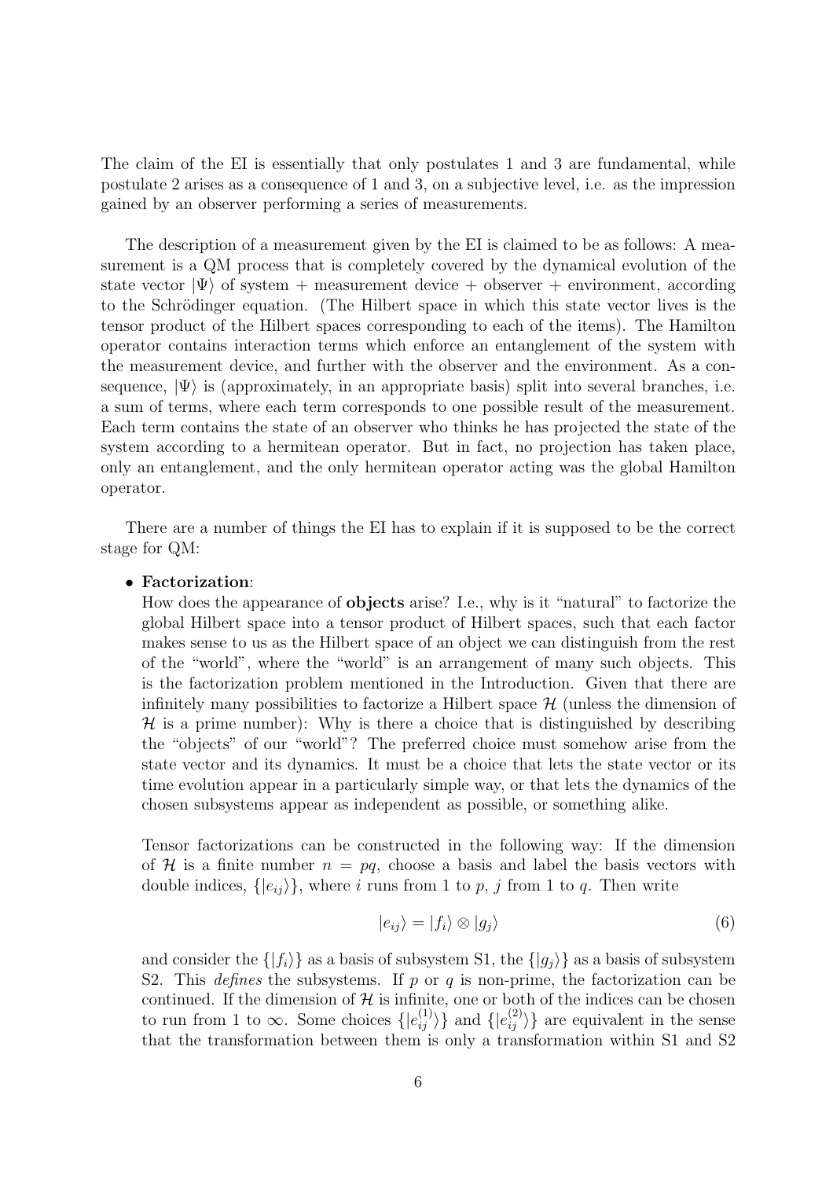The claim of the EI is essentially that only postulates 1 and 3 are fundamental, while postulate 2 arises as a consequence of 1 and 3, on a subjective level, i.e. as the impression gained by an observer performing a series of measurements.

The description of a measurement given by the EI is claimed to be as follows: A measurement is a QM process that is completely covered by the dynamical evolution of the state vector $|\Psi\rangle$ of system + measurement device + observer + environment, according to the Schrödinger equation. (The Hilbert space in which this state vector lives is the tensor product of the Hilbert spaces corresponding to each of the items). The Hamilton operator contains interaction terms which enforce an entanglement of the system with the measurement device, and further with the observer and the environment. As a consequence, $|\Psi\rangle$ is (approximately, in an appropriate basis) split into several branches, i.e. a sum of terms, where each term corresponds to one possible result of the measurement. Each term contains the state of an observer who thinks he has projected the state of the system according to a hermitean operator. But in fact, no projection has taken place, only an entanglement, and the only hermitean operator acting was the global Hamilton operator.

There are a number of things the EI has to explain if it is supposed to be the correct stage for QM:

- **Factorization**:
  How does the appearance of **objects** arise? I.e., why is it "natural" to factorize the global Hilbert space into a tensor product of Hilbert spaces, such that each factor makes sense to us as the Hilbert space of an object we can distinguish from the rest of the "world", where the "world" is an arrangement of many such objects. This is the factorization problem mentioned in the Introduction. Given that there are infinitely many possibilities to factorize a Hilbert space $\mathcal{H}$ (unless the dimension of $\mathcal{H}$ is a prime number): Why is there a choice that is distinguished by describing the "objects" of our "world"? The preferred choice must somehow arise from the state vector and its dynamics. It must be a choice that lets the state vector or its time evolution appear in a particularly simple way, or that lets the dynamics of the chosen subsystems appear as independent as possible, or something alike.

  Tensor factorizations can be constructed in the following way: If the dimension of $\mathcal{H}$ is a finite number $n = pq$, choose a basis and label the basis vectors with double indices, $\{|e_{ij}\rangle\}$, where $i$ runs from 1 to $p$, $j$ from 1 to $q$. Then write

  $$|e_{ij}\rangle = |f_i\rangle \otimes |g_j\rangle \tag{6}$$

  and consider the $\{|f_i\rangle\}$ as a basis of subsystem S1, the $\{|g_j\rangle\}$ as a basis of subsystem S2. This *defines* the subsystems. If $p$ or $q$ is non-prime, the factorization can be continued. If the dimension of $\mathcal{H}$ is infinite, one or both of the indices can be chosen to run from 1 to $\infty$. Some choices $\{|e^{(1)}_{ij}\rangle\}$ and $\{|e^{(2)}_{ij}\rangle\}$ are equivalent in the sense that the transformation between them is only a transformation within S1 and S2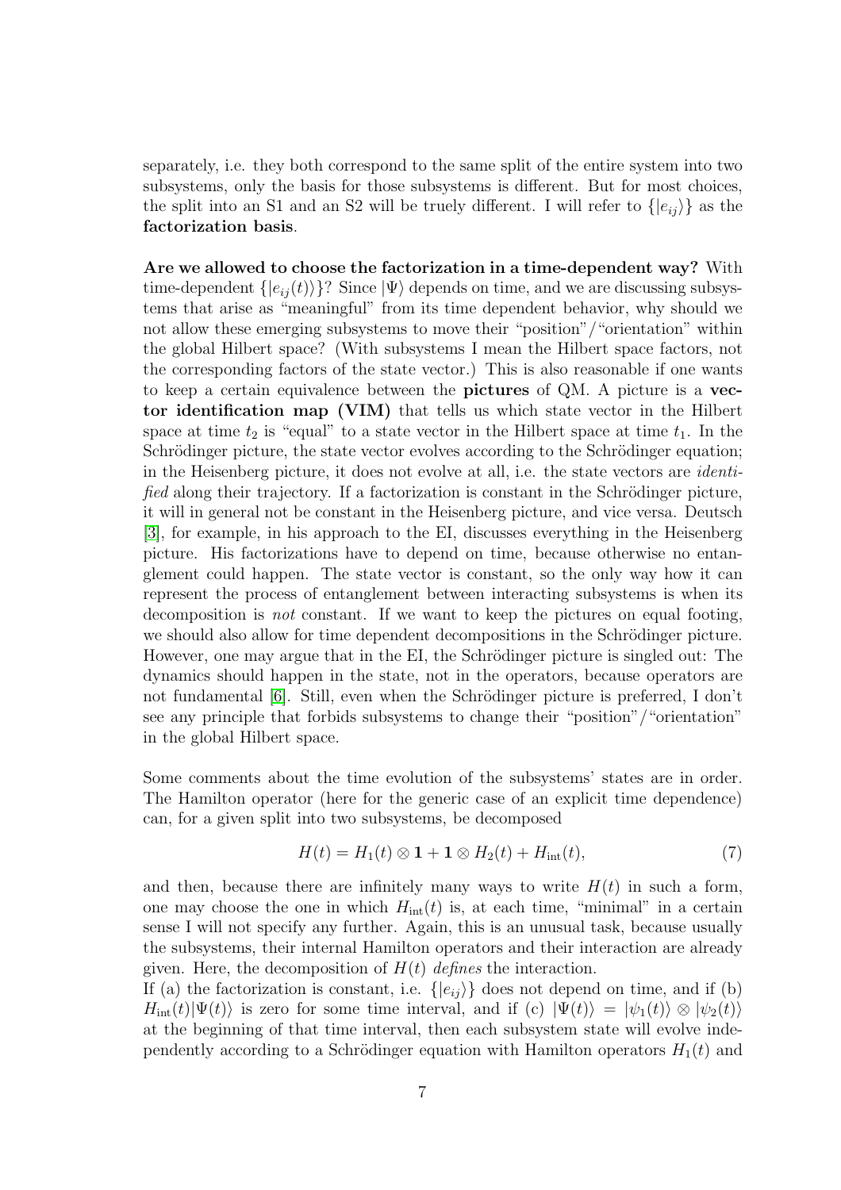separately, i.e. they both correspond to the same split of the entire system into two subsystems, only the basis for those subsystems is different. But for most choices, the split into an S1 and an S2 will be truely different. I will refer to $\{|e_{ij}\rangle\}$ as the **factorization basis**.

**Are we allowed to choose the factorization in a time-dependent way?** With time-dependent $\{|e_{ij}(t)\rangle\}$? Since $|\Psi\rangle$ depends on time, and we are discussing subsystems that arise as "meaningful" from its time dependent behavior, why should we not allow these emerging subsystems to move their "position"/"orientation" within the global Hilbert space? (With subsystems I mean the Hilbert space factors, not the corresponding factors of the state vector.) This is also reasonable if one wants to keep a certain equivalence between the **pictures** of QM. A picture is a **vector identification map (VIM)** that tells us which state vector in the Hilbert space at time $t_2$ is "equal" to a state vector in the Hilbert space at time $t_1$. In the Schrödinger picture, the state vector evolves according to the Schrödinger equation; in the Heisenberg picture, it does not evolve at all, i.e. the state vectors are *identified* along their trajectory. If a factorization is constant in the Schrödinger picture, it will in general not be constant in the Heisenberg picture, and vice versa. Deutsch [3], for example, in his approach to the EI, discusses everything in the Heisenberg picture. His factorizations have to depend on time, because otherwise no entanglement could happen. The state vector is constant, so the only way how it can represent the process of entanglement between interacting subsystems is when its decomposition is *not* constant. If we want to keep the pictures on equal footing, we should also allow for time dependent decompositions in the Schrödinger picture. However, one may argue that in the EI, the Schrödinger picture is singled out: The dynamics should happen in the state, not in the operators, because operators are not fundamental [6]. Still, even when the Schrödinger picture is preferred, I don't see any principle that forbids subsystems to change their "position"/"orientation" in the global Hilbert space.

Some comments about the time evolution of the subsystems' states are in order. The Hamilton operator (here for the generic case of an explicit time dependence) can, for a given split into two subsystems, be decomposed

$$H(t) = H_1(t) \otimes \mathbf{1} + \mathbf{1} \otimes H_2(t) + H_{\rm int}(t), \tag{7}$$

and then, because there are infinitely many ways to write $H(t)$ in such a form, one may choose the one in which $H_{\rm int}(t)$ is, at each time, "minimal" in a certain sense I will not specify any further. Again, this is an unusual task, because usually the subsystems, their internal Hamilton operators and their interaction are already given. Here, the decomposition of $H(t)$ *defines* the interaction.

If (a) the factorization is constant, i.e. $\{|e_{ij}\rangle\}$ does not depend on time, and if (b) $H_{\rm int}(t)|\Psi(t)\rangle$ is zero for some time interval, and if (c) $|\Psi(t)\rangle = |\psi_1(t)\rangle \otimes |\psi_2(t)\rangle$ at the beginning of that time interval, then each subsystem state will evolve independently according to a Schrödinger equation with Hamilton operators $H_1(t)$ and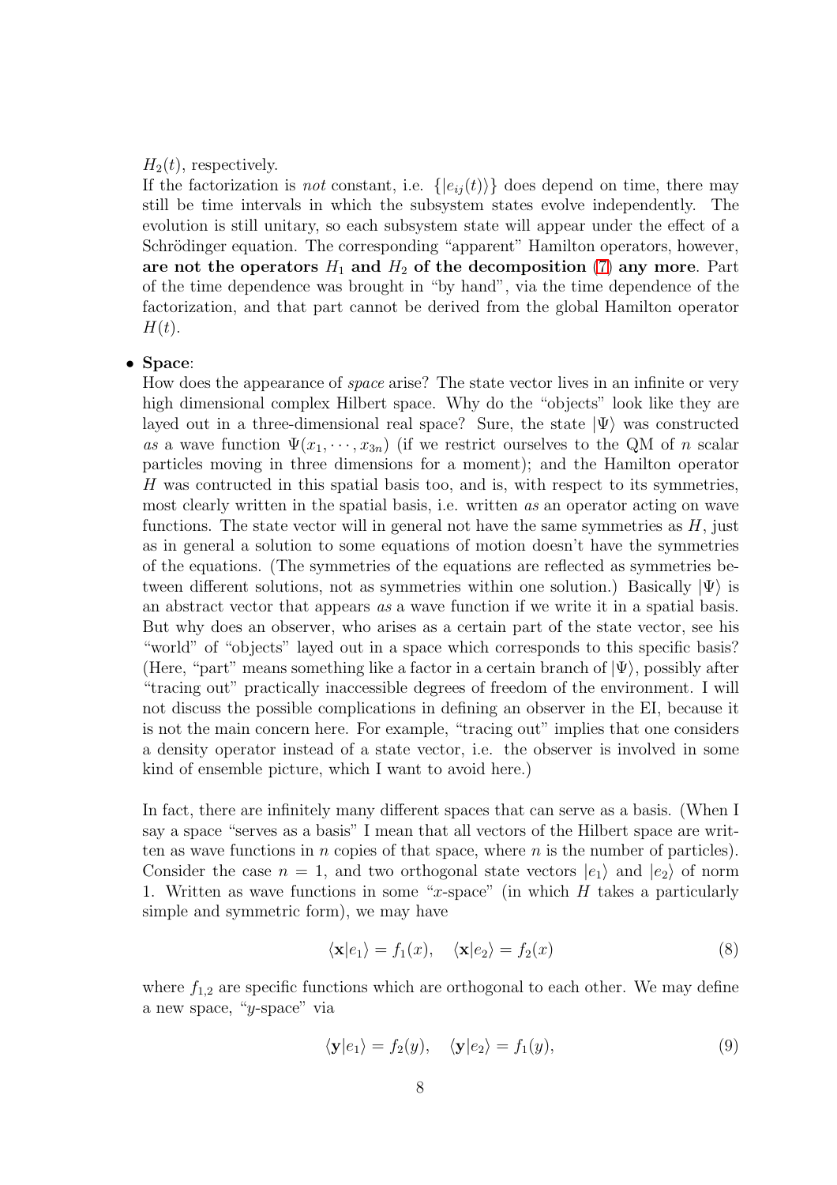$H_2(t)$, respectively.

If the factorization is *not* constant, i.e. $\{|e_{ij}(t)\rangle\}$ does depend on time, there may still be time intervals in which the subsystem states evolve independently. The evolution is still unitary, so each subsystem state will appear under the effect of a Schrödinger equation. The corresponding "apparent" Hamilton operators, however, **are not the operators $H_1$ and $H_2$ of the decomposition (7) any more**. Part of the time dependence was brought in "by hand", via the time dependence of the factorization, and that part cannot be derived from the global Hamilton operator $H(t)$.

- **Space**:
  How does the appearance of *space* arise? The state vector lives in an infinite or very high dimensional complex Hilbert space. Why do the "objects" look like they are layed out in a three-dimensional real space? Sure, the state $|\Psi\rangle$ was constructed *as* a wave function $\Psi(x_1, \cdots, x_{3n})$ (if we restrict ourselves to the QM of $n$ scalar particles moving in three dimensions for a moment); and the Hamilton operator $H$ was contructed in this spatial basis too, and is, with respect to its symmetries, most clearly written in the spatial basis, i.e. written *as* an operator acting on wave functions. The state vector will in general not have the same symmetries as $H$, just as in general a solution to some equations of motion doesn't have the symmetries of the equations. (The symmetries of the equations are reflected as symmetries between different solutions, not as symmetries within one solution.) Basically $|\Psi\rangle$ is an abstract vector that appears *as* a wave function if we write it in a spatial basis. But why does an observer, who arises as a certain part of the state vector, see his "world" of "objects" layed out in a space which corresponds to this specific basis? (Here, "part" means something like a factor in a certain branch of $|\Psi\rangle$, possibly after "tracing out" practically inaccessible degrees of freedom of the environment. I will not discuss the possible complications in defining an observer in the EI, because it is not the main concern here. For example, "tracing out" implies that one considers a density operator instead of a state vector, i.e. the observer is involved in some kind of ensemble picture, which I want to avoid here.)

  In fact, there are infinitely many different spaces that can serve as a basis. (When I say a space "serves as a basis" I mean that all vectors of the Hilbert space are written as wave functions in $n$ copies of that space, where $n$ is the number of particles). Consider the case $n = 1$, and two orthogonal state vectors $|e_1\rangle$ and $|e_2\rangle$ of norm 1. Written as wave functions in some "$x$-space" (in which $H$ takes a particularly simple and symmetric form), we may have

  $$\langle \mathbf{x}|e_1\rangle = f_1(x), \quad \langle \mathbf{x}|e_2\rangle = f_2(x) \tag{8}$$

  where $f_{1,2}$ are specific functions which are orthogonal to each other. We may define a new space, "$y$-space" via

  $$\langle \mathbf{y}|e_1\rangle = f_2(y), \quad \langle \mathbf{y}|e_2\rangle = f_1(y), \tag{9}$$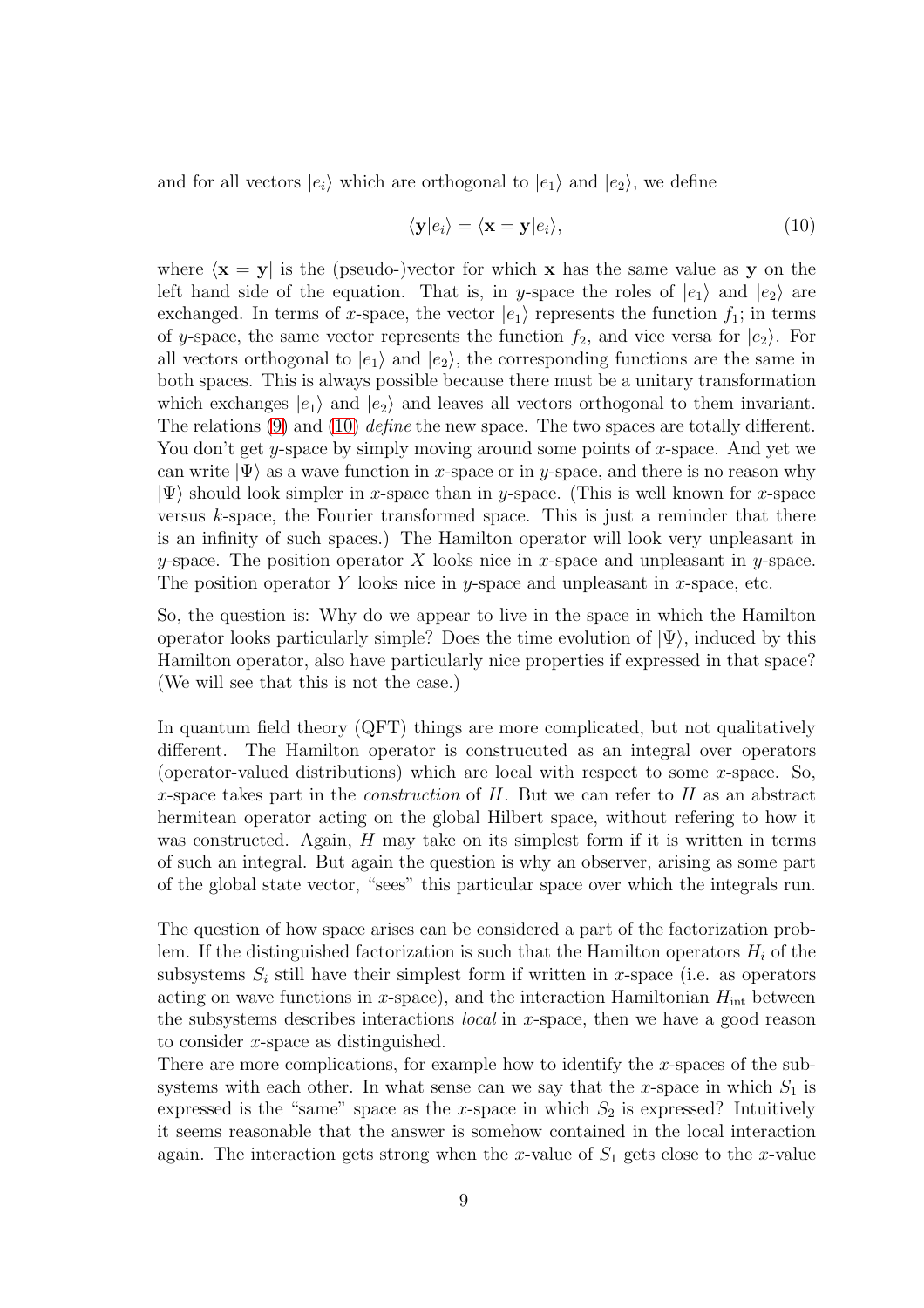and for all vectors $|e_i\rangle$ which are orthogonal to $|e_1\rangle$ and $|e_2\rangle$, we define

$$\langle \mathbf{y}|e_i\rangle = \langle \mathbf{x} = \mathbf{y}|e_i\rangle, \tag{10}$$

where $\langle \mathbf{x} = \mathbf{y}|$ is the (pseudo-)vector for which $\mathbf{x}$ has the same value as $\mathbf{y}$ on the left hand side of the equation. That is, in $y$-space the roles of $|e_1\rangle$ and $|e_2\rangle$ are exchanged. In terms of $x$-space, the vector $|e_1\rangle$ represents the function $f_1$; in terms of $y$-space, the same vector represents the function $f_2$, and vice versa for $|e_2\rangle$. For all vectors orthogonal to $|e_1\rangle$ and $|e_2\rangle$, the corresponding functions are the same in both spaces. This is always possible because there must be a unitary transformation which exchanges $|e_1\rangle$ and $|e_2\rangle$ and leaves all vectors orthogonal to them invariant. The relations (9) and (10) *define* the new space. The two spaces are totally different. You don't get $y$-space by simply moving around some points of $x$-space. And yet we can write $|\Psi\rangle$ as a wave function in $x$-space or in $y$-space, and there is no reason why $|\Psi\rangle$ should look simpler in $x$-space than in $y$-space. (This is well known for $x$-space versus $k$-space, the Fourier transformed space. This is just a reminder that there is an infinity of such spaces.) The Hamilton operator will look very unpleasant in $y$-space. The position operator $X$ looks nice in $x$-space and unpleasant in $y$-space. The position operator $Y$ looks nice in $y$-space and unpleasant in $x$-space, etc.

So, the question is: Why do we appear to live in the space in which the Hamilton operator looks particularly simple? Does the time evolution of $|\Psi\rangle$, induced by this Hamilton operator, also have particularly nice properties if expressed in that space? (We will see that this is not the case.)

In quantum field theory (QFT) things are more complicated, but not qualitatively different. The Hamilton operator is construcuted as an integral over operators (operator-valued distributions) which are local with respect to some $x$-space. So, $x$-space takes part in the *construction* of $H$. But we can refer to $H$ as an abstract hermitean operator acting on the global Hilbert space, without refering to how it was constructed. Again, $H$ may take on its simplest form if it is written in terms of such an integral. But again the question is why an observer, arising as some part of the global state vector, "sees" this particular space over which the integrals run.

The question of how space arises can be considered a part of the factorization problem. If the distinguished factorization is such that the Hamilton operators $H_i$ of the subsystems $S_i$ still have their simplest form if written in $x$-space (i.e. as operators acting on wave functions in $x$-space), and the interaction Hamiltonian $H_{\text{int}}$ between the subsystems describes interactions *local* in $x$-space, then we have a good reason to consider $x$-space as distinguished.

There are more complications, for example how to identify the $x$-spaces of the subsystems with each other. In what sense can we say that the $x$-space in which $S_1$ is expressed is the "same" space as the $x$-space in which $S_2$ is expressed? Intuitively it seems reasonable that the answer is somehow contained in the local interaction again. The interaction gets strong when the $x$-value of $S_1$ gets close to the $x$-value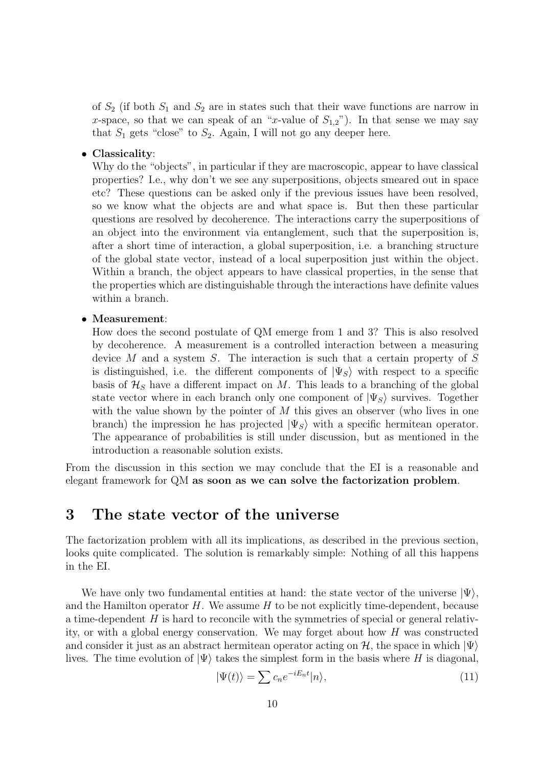of $S_2$ (if both $S_1$ and $S_2$ are in states such that their wave functions are narrow in $x$-space, so that we can speak of an "$x$-value of $S_{1,2}$"). In that sense we may say that $S_1$ gets "close" to $S_2$. Again, I will not go any deeper here.

- **Classicality**:
  Why do the "objects", in particular if they are macroscopic, appear to have classical properties? I.e., why don't we see any superpositions, objects smeared out in space etc? These questions can be asked only if the previous issues have been resolved, so we know what the objects are and what space is. But then these particular questions are resolved by decoherence. The interactions carry the superpositions of an object into the environment via entanglement, such that the superposition is, after a short time of interaction, a global superposition, i.e. a branching structure of the global state vector, instead of a local superposition just within the object. Within a branch, the object appears to have classical properties, in the sense that the properties which are distinguishable through the interactions have definite values within a branch.

- **Measurement**:
  How does the second postulate of QM emerge from 1 and 3? This is also resolved by decoherence. A measurement is a controlled interaction between a measuring device $M$ and a system $S$. The interaction is such that a certain property of $S$ is distinguished, i.e. the different components of $|\Psi_S\rangle$ with respect to a specific basis of $\mathcal{H}_S$ have a different impact on $M$. This leads to a branching of the global state vector where in each branch only one component of $|\Psi_S\rangle$ survives. Together with the value shown by the pointer of $M$ this gives an observer (who lives in one branch) the impression he has projected $|\Psi_S\rangle$ with a specific hermitean operator. The appearance of probabilities is still under discussion, but as mentioned in the introduction a reasonable solution exists.

From the discussion in this section we may conclude that the EI is a reasonable and elegant framework for QM **as soon as we can solve the factorization problem**.

# 3 The state vector of the universe

The factorization problem with all its implications, as described in the previous section, looks quite complicated. The solution is remarkably simple: Nothing of all this happens in the EI.

We have only two fundamental entities at hand: the state vector of the universe $|\Psi\rangle$, and the Hamilton operator $H$. We assume $H$ to be not explicitly time-dependent, because a time-dependent $H$ is hard to reconcile with the symmetries of special or general relativity, or with a global energy conservation. We may forget about how $H$ was constructed and consider it just as an abstract hermitean operator acting on $\mathcal{H}$, the space in which $|\Psi\rangle$ lives. The time evolution of $|\Psi\rangle$ takes the simplest form in the basis where $H$ is diagonal,

$$|\Psi(t)\rangle = \sum c_n e^{-iE_n t}|n\rangle, \tag{11}$$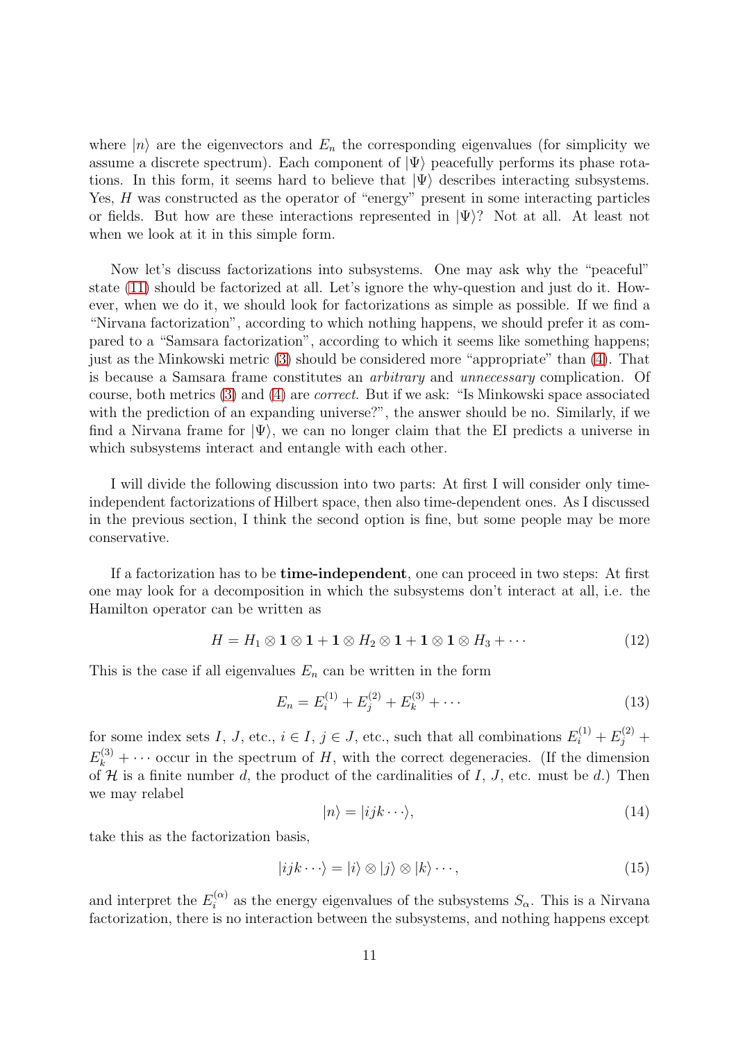where $|n\rangle$ are the eigenvectors and $E_n$ the corresponding eigenvalues (for simplicity we assume a discrete spectrum). Each component of $|\Psi\rangle$ peacefully performs its phase rotations. In this form, it seems hard to believe that $|\Psi\rangle$ describes interacting subsystems. Yes, $H$ was constructed as the operator of "energy" present in some interacting particles or fields. But how are these interactions represented in $|\Psi\rangle$? Not at all. At least not when we look at it in this simple form.

Now let's discuss factorizations into subsystems. One may ask why the "peaceful" state (11) should be factorized at all. Let's ignore the why-question and just do it. However, when we do it, we should look for factorizations as simple as possible. If we find a "Nirvana factorization", according to which nothing happens, we should prefer it as compared to a "Samsara factorization", according to which it seems like something happens; just as the Minkowski metric (3) should be considered more "appropriate" than (4). That is because a Samsara frame constitutes an *arbitrary* and *unnecessary* complication. Of course, both metrics (3) and (4) are *correct*. But if we ask: "Is Minkowski space associated with the prediction of an expanding universe?", the answer should be no. Similarly, if we find a Nirvana frame for $|\Psi\rangle$, we can no longer claim that the EI predicts a universe in which subsystems interact and entangle with each other.

I will divide the following discussion into two parts: At first I will consider only time-independent factorizations of Hilbert space, then also time-dependent ones. As I discussed in the previous section, I think the second option is fine, but some people may be more conservative.

If a factorization has to be **time-independent**, one can proceed in two steps: At first one may look for a decomposition in which the subsystems don't interact at all, i.e. the Hamilton operator can be written as

$$H = H_1 \otimes \mathbf{1} \otimes \mathbf{1} + \mathbf{1} \otimes H_2 \otimes \mathbf{1} + \mathbf{1} \otimes \mathbf{1} \otimes H_3 + \cdots \tag{12}$$

This is the case if all eigenvalues $E_n$ can be written in the form

$$E_n = E_i^{(1)} + E_j^{(2)} + E_k^{(3)} + \cdots \tag{13}$$

for some index sets $I$, $J$, etc., $i \in I$, $j \in J$, etc., such that all combinations $E_i^{(1)} + E_j^{(2)} + E_k^{(3)} + \cdots$ occur in the spectrum of $H$, with the correct degeneracies. (If the dimension of $\mathcal{H}$ is a finite number $d$, the product of the cardinalities of $I$, $J$, etc. must be $d$.) Then we may relabel

$$|n\rangle = |ijk\cdots\rangle, \tag{14}$$

take this as the factorization basis,

$$|ijk\cdots\rangle = |i\rangle \otimes |j\rangle \otimes |k\rangle \cdots, \tag{15}$$

and interpret the $E_i^{(\alpha)}$ as the energy eigenvalues of the subsystems $S_\alpha$. This is a Nirvana factorization, there is no interaction between the subsystems, and nothing happens except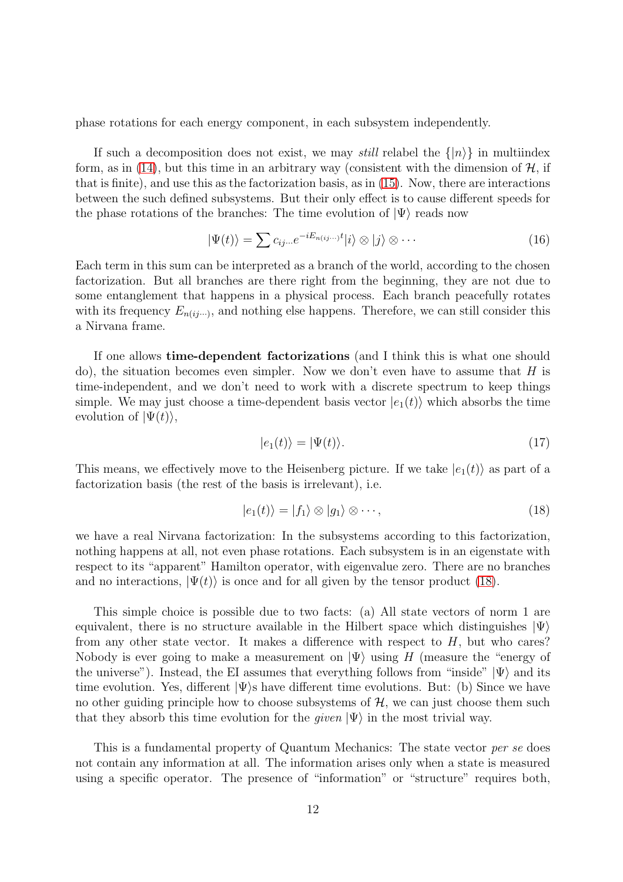phase rotations for each energy component, in each subsystem independently.

If such a decomposition does not exist, we may *still* relabel the $\{|n\rangle\}$ in multiindex form, as in (14), but this time in an arbitrary way (consistent with the dimension of $\mathcal{H}$, if that is finite), and use this as the factorization basis, as in (15). Now, there are interactions between the such defined subsystems. But their only effect is to cause different speeds for the phase rotations of the branches: The time evolution of $|\Psi\rangle$ reads now

$$|\Psi(t)\rangle = \sum c_{ij\cdots} e^{-iE_{n(ij\cdots)}t} |i\rangle \otimes |j\rangle \otimes \cdots \tag{16}$$

Each term in this sum can be interpreted as a branch of the world, according to the chosen factorization. But all branches are there right from the beginning, they are not due to some entanglement that happens in a physical process. Each branch peacefully rotates with its frequency $E_{n(ij\cdots)}$, and nothing else happens. Therefore, we can still consider this a Nirvana frame.

If one allows **time-dependent factorizations** (and I think this is what one should do), the situation becomes even simpler. Now we don't even have to assume that $H$ is time-independent, and we don't need to work with a discrete spectrum to keep things simple. We may just choose a time-dependent basis vector $|e_1(t)\rangle$ which absorbs the time evolution of $|\Psi(t)\rangle$,

$$|e_1(t)\rangle = |\Psi(t)\rangle. \tag{17}$$

This means, we effectively move to the Heisenberg picture. If we take $|e_1(t)\rangle$ as part of a factorization basis (the rest of the basis is irrelevant), i.e.

$$|e_1(t)\rangle = |f_1\rangle \otimes |g_1\rangle \otimes \cdots, \tag{18}$$

we have a real Nirvana factorization: In the subsystems according to this factorization, nothing happens at all, not even phase rotations. Each subsystem is in an eigenstate with respect to its "apparent" Hamilton operator, with eigenvalue zero. There are no branches and no interactions, $|\Psi(t)\rangle$ is once and for all given by the tensor product (18).

This simple choice is possible due to two facts: (a) All state vectors of norm 1 are equivalent, there is no structure available in the Hilbert space which distinguishes $|\Psi\rangle$ from any other state vector. It makes a difference with respect to $H$, but who cares? Nobody is ever going to make a measurement on $|\Psi\rangle$ using $H$ (measure the "energy of the universe"). Instead, the EI assumes that everything follows from "inside" $|\Psi\rangle$ and its time evolution. Yes, different $|\Psi\rangle$s have different time evolutions. But: (b) Since we have no other guiding principle how to choose subsystems of $\mathcal{H}$, we can just choose them such that they absorb this time evolution for the *given* $|\Psi\rangle$ in the most trivial way.

This is a fundamental property of Quantum Mechanics: The state vector *per se* does not contain any information at all. The information arises only when a state is measured using a specific operator. The presence of "information" or "structure" requires both,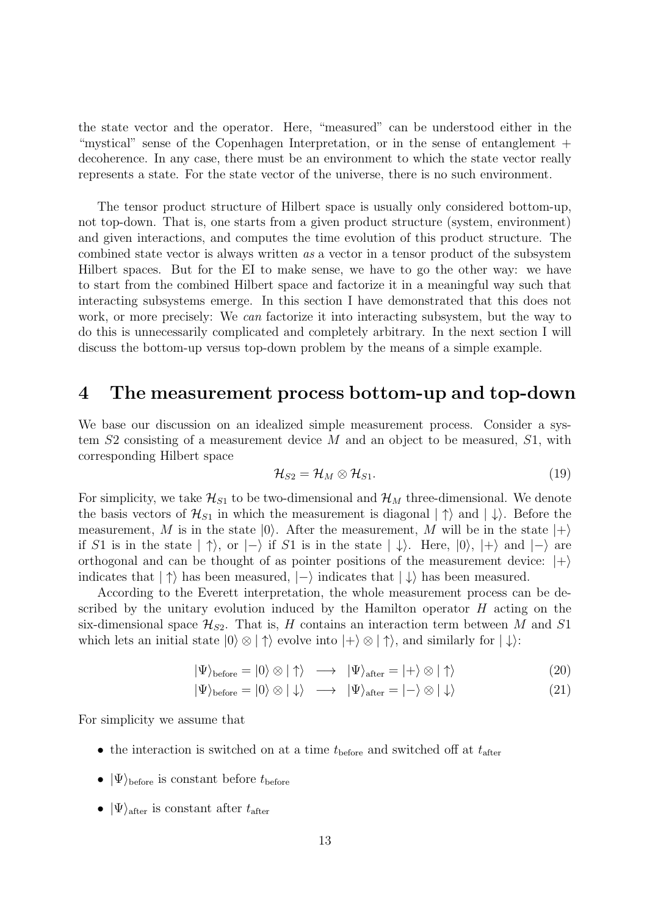the state vector and the operator. Here, "measured" can be understood either in the "mystical" sense of the Copenhagen Interpretation, or in the sense of entanglement + decoherence. In any case, there must be an environment to which the state vector really represents a state. For the state vector of the universe, there is no such environment.

The tensor product structure of Hilbert space is usually only considered bottom-up, not top-down. That is, one starts from a given product structure (system, environment) and given interactions, and computes the time evolution of this product structure. The combined state vector is always written *as* a vector in a tensor product of the subsystem Hilbert spaces. But for the EI to make sense, we have to go the other way: we have to start from the combined Hilbert space and factorize it in a meaningful way such that interacting subsystems emerge. In this section I have demonstrated that this does not work, or more precisely: We *can* factorize it into interacting subsystem, but the way to do this is unnecessarily complicated and completely arbitrary. In the next section I will discuss the bottom-up versus top-down problem by the means of a simple example.

# 4 The measurement process bottom-up and top-down

We base our discussion on an idealized simple measurement process. Consider a system $S2$ consisting of a measurement device $M$ and an object to be measured, $S1$, with corresponding Hilbert space

$$\mathcal{H}_{S2} = \mathcal{H}_M \otimes \mathcal{H}_{S1}. \tag{19}$$

For simplicity, we take $\mathcal{H}_{S1}$ to be two-dimensional and $\mathcal{H}_M$ three-dimensional. We denote the basis vectors of $\mathcal{H}_{S1}$ in which the measurement is diagonal $|\uparrow\rangle$ and $|\downarrow\rangle$. Before the measurement, $M$ is in the state $|0\rangle$. After the measurement, $M$ will be in the state $|+\rangle$ if $S1$ is in the state $|\uparrow\rangle$, or $|-\rangle$ if $S1$ is in the state $|\downarrow\rangle$. Here, $|0\rangle$, $|+\rangle$ and $|-\rangle$ are orthogonal and can be thought of as pointer positions of the measurement device: $|+\rangle$ indicates that $|\uparrow\rangle$ has been measured, $|-\rangle$ indicates that $|\downarrow\rangle$ has been measured.

According to the Everett interpretation, the whole measurement process can be described by the unitary evolution induced by the Hamilton operator $H$ acting on the six-dimensional space $\mathcal{H}_{S2}$. That is, $H$ contains an interaction term between $M$ and $S1$ which lets an initial state $|0\rangle \otimes |\uparrow\rangle$ evolve into $|+\rangle \otimes |\uparrow\rangle$, and similarly for $|\downarrow\rangle$:

$$|\Psi\rangle_{\text{before}} = |0\rangle \otimes |\uparrow\rangle \quad \longrightarrow \quad |\Psi\rangle_{\text{after}} = |+\rangle \otimes |\uparrow\rangle \tag{20}$$

$$|\Psi\rangle_{\text{before}} = |0\rangle \otimes |\downarrow\rangle \quad \longrightarrow \quad |\Psi\rangle_{\text{after}} = |-\rangle \otimes |\downarrow\rangle \tag{21}$$

For simplicity we assume that

- the interaction is switched on at a time $t_{\text{before}}$ and switched off at $t_{\text{after}}$
- $|\Psi\rangle_{\text{before}}$ is constant before $t_{\text{before}}$
- $|\Psi\rangle_{\text{after}}$ is constant after $t_{\text{after}}$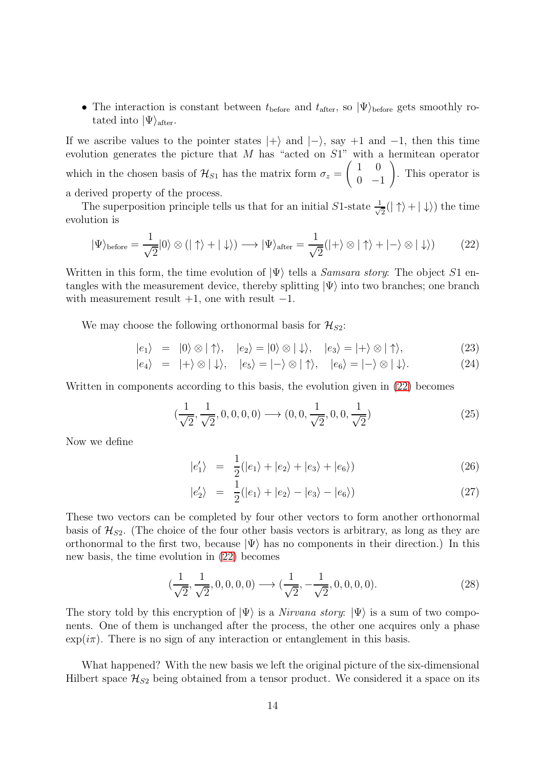- The interaction is constant between $t_{\text{before}}$ and $t_{\text{after}}$, so $|\Psi\rangle_{\text{before}}$ gets smoothly rotated into $|\Psi\rangle_{\text{after}}$.

If we ascribe values to the pointer states $|+\rangle$ and $|-\rangle$, say $+1$ and $-1$, then this time evolution generates the picture that $M$ has "acted on $S1$" with a hermitean operator which in the chosen basis of $\mathcal{H}_{S1}$ has the matrix form $\sigma_z = \begin{pmatrix} 1 & 0 \\ 0 & -1 \end{pmatrix}$. This operator is a derived property of the process.

The superposition principle tells us that for an initial $S1$-state $\frac{1}{\sqrt{2}}(|\uparrow\rangle + |\downarrow\rangle)$ the time evolution is

$$|\Psi\rangle_{\text{before}} = \frac{1}{\sqrt{2}}|0\rangle \otimes (|\uparrow\rangle + |\downarrow\rangle) \longrightarrow |\Psi\rangle_{\text{after}} = \frac{1}{\sqrt{2}}(|+\rangle \otimes |\uparrow\rangle + |-\rangle \otimes |\downarrow\rangle) \tag{22}$$

Written in this form, the time evolution of $|\Psi\rangle$ tells a *Samsara story*: The object $S1$ entangles with the measurement device, thereby splitting $|\Psi\rangle$ into two branches; one branch with measurement result $+1$, one with result $-1$.

We may choose the following orthonormal basis for $\mathcal{H}_{S2}$:

$$|e_1\rangle = |0\rangle \otimes |\uparrow\rangle, \quad |e_2\rangle = |0\rangle \otimes |\downarrow\rangle, \quad |e_3\rangle = |+\rangle \otimes |\uparrow\rangle, \tag{23}$$

$$|e_4\rangle = |+\rangle \otimes |\downarrow\rangle, \quad |e_5\rangle = |-\rangle \otimes |\uparrow\rangle, \quad |e_6\rangle = |-\rangle \otimes |\downarrow\rangle. \tag{24}$$

Written in components according to this basis, the evolution given in (22) becomes

$$(\frac{1}{\sqrt{2}}, \frac{1}{\sqrt{2}}, 0, 0, 0, 0) \longrightarrow (0, 0, \frac{1}{\sqrt{2}}, 0, 0, \frac{1}{\sqrt{2}}) \tag{25}$$

Now we define

$$|e_1'\rangle = \frac{1}{2}(|e_1\rangle + |e_2\rangle + |e_3\rangle + |e_6\rangle) \tag{26}$$

$$|e_2'\rangle = \frac{1}{2}(|e_1\rangle + |e_2\rangle - |e_3\rangle - |e_6\rangle) \tag{27}$$

These two vectors can be completed by four other vectors to form another orthonormal basis of $\mathcal{H}_{S2}$. (The choice of the four other basis vectors is arbitrary, as long as they are orthonormal to the first two, because $|\Psi\rangle$ has no components in their direction.) In this new basis, the time evolution in (22) becomes

$$(\frac{1}{\sqrt{2}}, \frac{1}{\sqrt{2}}, 0, 0, 0, 0) \longrightarrow (\frac{1}{\sqrt{2}}, -\frac{1}{\sqrt{2}}, 0, 0, 0, 0). \tag{28}$$

The story told by this encryption of $|\Psi\rangle$ is a *Nirvana story*: $|\Psi\rangle$ is a sum of two components. One of them is unchanged after the process, the other one acquires only a phase $\exp(i\pi)$. There is no sign of any interaction or entanglement in this basis.

What happened? With the new basis we left the original picture of the six-dimensional Hilbert space $\mathcal{H}_{S2}$ being obtained from a tensor product. We considered it a space on its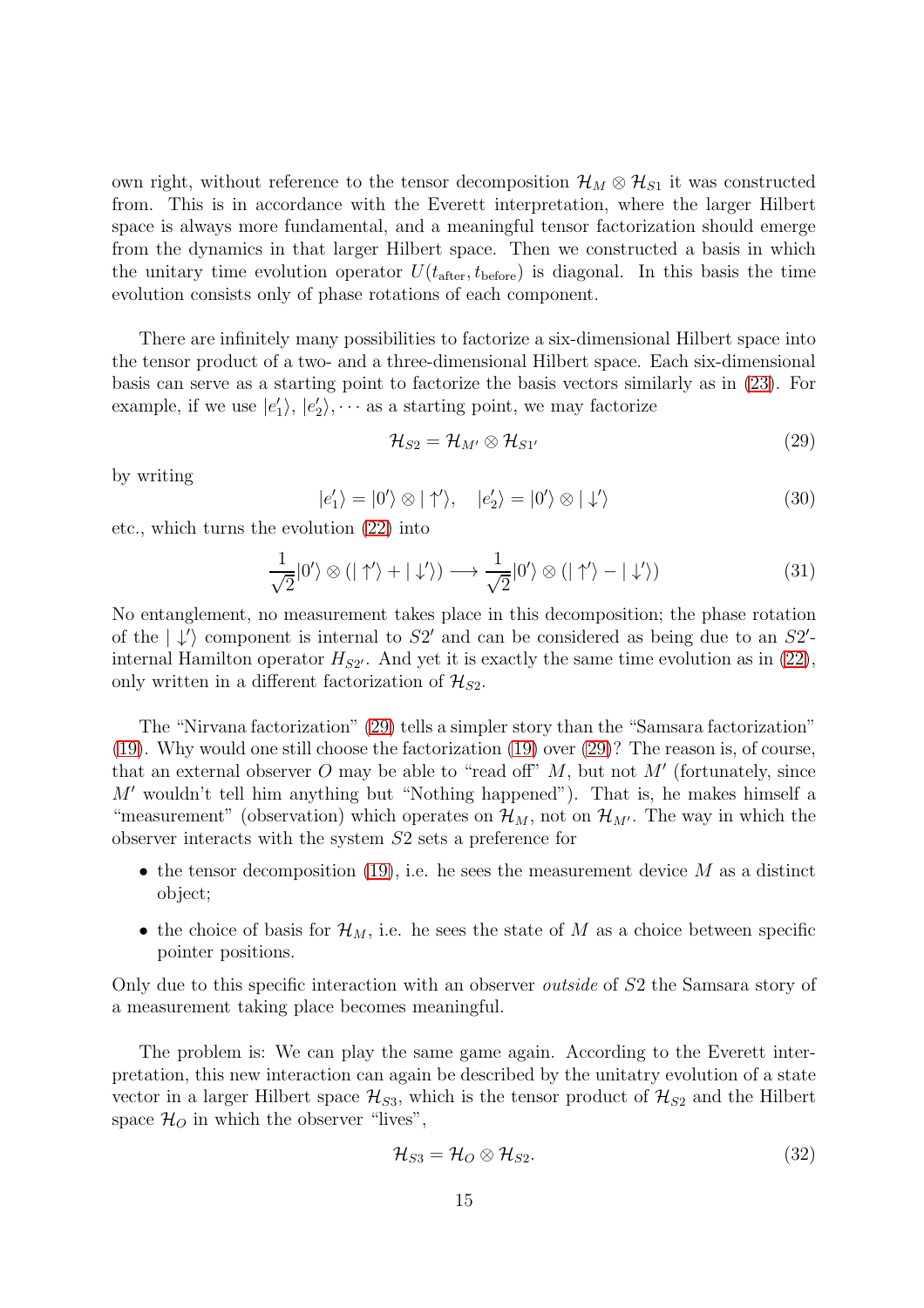own right, without reference to the tensor decomposition $\mathcal{H}_M \otimes \mathcal{H}_{S1}$ it was constructed from. This is in accordance with the Everett interpretation, where the larger Hilbert space is always more fundamental, and a meaningful tensor factorization should emerge from the dynamics in that larger Hilbert space. Then we constructed a basis in which the unitary time evolution operator $U(t_{\text{after}}, t_{\text{before}})$ is diagonal. In this basis the time evolution consists only of phase rotations of each component.

There are infinitely many possibilities to factorize a six-dimensional Hilbert space into the tensor product of a two- and a three-dimensional Hilbert space. Each six-dimensional basis can serve as a starting point to factorize the basis vectors similarly as in (23). For example, if we use $|e_1'\rangle$, $|e_2'\rangle, \cdots$ as a starting point, we may factorize

$$\mathcal{H}_{S2} = \mathcal{H}_{M'} \otimes \mathcal{H}_{S1'} \tag{29}$$

by writing

$$|e_1'\rangle = |0'\rangle \otimes |\uparrow'\rangle, \quad |e_2'\rangle = |0'\rangle \otimes |\downarrow'\rangle \tag{30}$$

etc., which turns the evolution (22) into

$$\frac{1}{\sqrt{2}}|0'\rangle \otimes (|\uparrow'\rangle + |\downarrow'\rangle) \longrightarrow \frac{1}{\sqrt{2}}|0'\rangle \otimes (|\uparrow'\rangle - |\downarrow'\rangle) \tag{31}$$

No entanglement, no measurement takes place in this decomposition; the phase rotation of the $|\downarrow'\rangle$ component is internal to $S2'$ and can be considered as being due to an $S2'$-internal Hamilton operator $H_{S2'}$. And yet it is exactly the same time evolution as in (22), only written in a different factorization of $\mathcal{H}_{S2}$.

The "Nirvana factorization" (29) tells a simpler story than the "Samsara factorization" (19). Why would one still choose the factorization (19) over (29)? The reason is, of course, that an external observer $O$ may be able to "read off" $M$, but not $M'$ (fortunately, since $M'$ wouldn't tell him anything but "Nothing happened"). That is, he makes himself a "measurement" (observation) which operates on $\mathcal{H}_M$, not on $\mathcal{H}_{M'}$. The way in which the observer interacts with the system $S2$ sets a preference for

- the tensor decomposition (19), i.e. he sees the measurement device $M$ as a distinct object;
- the choice of basis for $\mathcal{H}_M$, i.e. he sees the state of $M$ as a choice between specific pointer positions.

Only due to this specific interaction with an observer *outside* of $S2$ the Samsara story of a measurement taking place becomes meaningful.

The problem is: We can play the same game again. According to the Everett interpretation, this new interaction can again be described by the unitatry evolution of a state vector in a larger Hilbert space $\mathcal{H}_{S3}$, which is the tensor product of $\mathcal{H}_{S2}$ and the Hilbert space $\mathcal{H}_O$ in which the observer "lives",

$$\mathcal{H}_{S3} = \mathcal{H}_O \otimes \mathcal{H}_{S2}. \tag{32}$$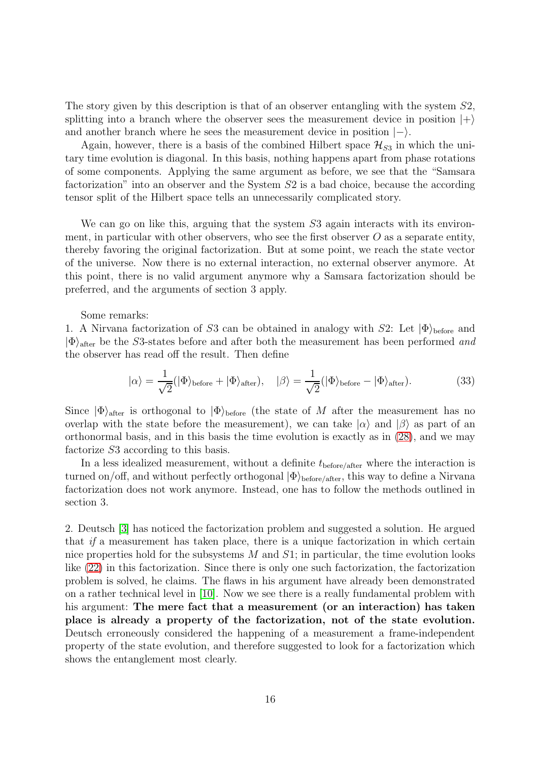The story given by this description is that of an observer entangling with the system $S2$, splitting into a branch where the observer sees the measurement device in position $|+\rangle$ and another branch where he sees the measurement device in position $|-\rangle$.

Again, however, there is a basis of the combined Hilbert space $\mathcal{H}_{S3}$ in which the unitary time evolution is diagonal. In this basis, nothing happens apart from phase rotations of some components. Applying the same argument as before, we see that the "Samsara factorization" into an observer and the System $S2$ is a bad choice, because the according tensor split of the Hilbert space tells an unnecessarily complicated story.

We can go on like this, arguing that the system $S3$ again interacts with its environment, in particular with other observers, who see the first observer $O$ as a separate entity, thereby favoring the original factorization. But at some point, we reach the state vector of the universe. Now there is no external interaction, no external observer anymore. At this point, there is no valid argument anymore why a Samsara factorization should be preferred, and the arguments of section 3 apply.

Some remarks:

1. A Nirvana factorization of $S3$ can be obtained in analogy with $S2$: Let $|\Phi\rangle_{\text{before}}$ and $|\Phi\rangle_{\text{after}}$ be the $S3$-states before and after both the measurement has been performed *and* the observer has read off the result. Then define

$$|\alpha\rangle = \frac{1}{\sqrt{2}}(|\Phi\rangle_{\text{before}} + |\Phi\rangle_{\text{after}}), \quad |\beta\rangle = \frac{1}{\sqrt{2}}(|\Phi\rangle_{\text{before}} - |\Phi\rangle_{\text{after}}). \tag{33}$$

Since $|\Phi\rangle_{\text{after}}$ is orthogonal to $|\Phi\rangle_{\text{before}}$ (the state of $M$ after the measurement has no overlap with the state before the measurement), we can take $|\alpha\rangle$ and $|\beta\rangle$ as part of an orthonormal basis, and in this basis the time evolution is exactly as in (28), and we may factorize $S3$ according to this basis.

In a less idealized measurement, without a definite $t_{\text{before/after}}$ where the interaction is turned on/off, and without perfectly orthogonal $|\Phi\rangle_{\text{before/after}}$, this way to define a Nirvana factorization does not work anymore. Instead, one has to follow the methods outlined in section 3.

2. Deutsch [3] has noticed the factorization problem and suggested a solution. He argued that *if* a measurement has taken place, there is a unique factorization in which certain nice properties hold for the subsystems $M$ and $S1$; in particular, the time evolution looks like (22) in this factorization. Since there is only one such factorization, the factorization problem is solved, he claims. The flaws in his argument have already been demonstrated on a rather technical level in [10]. Now we see there is a really fundamental problem with his argument: **The mere fact that a measurement (or an interaction) has taken place is already a property of the factorization, not of the state evolution.** Deutsch erroneously considered the happening of a measurement a frame-independent property of the state evolution, and therefore suggested to look for a factorization which shows the entanglement most clearly.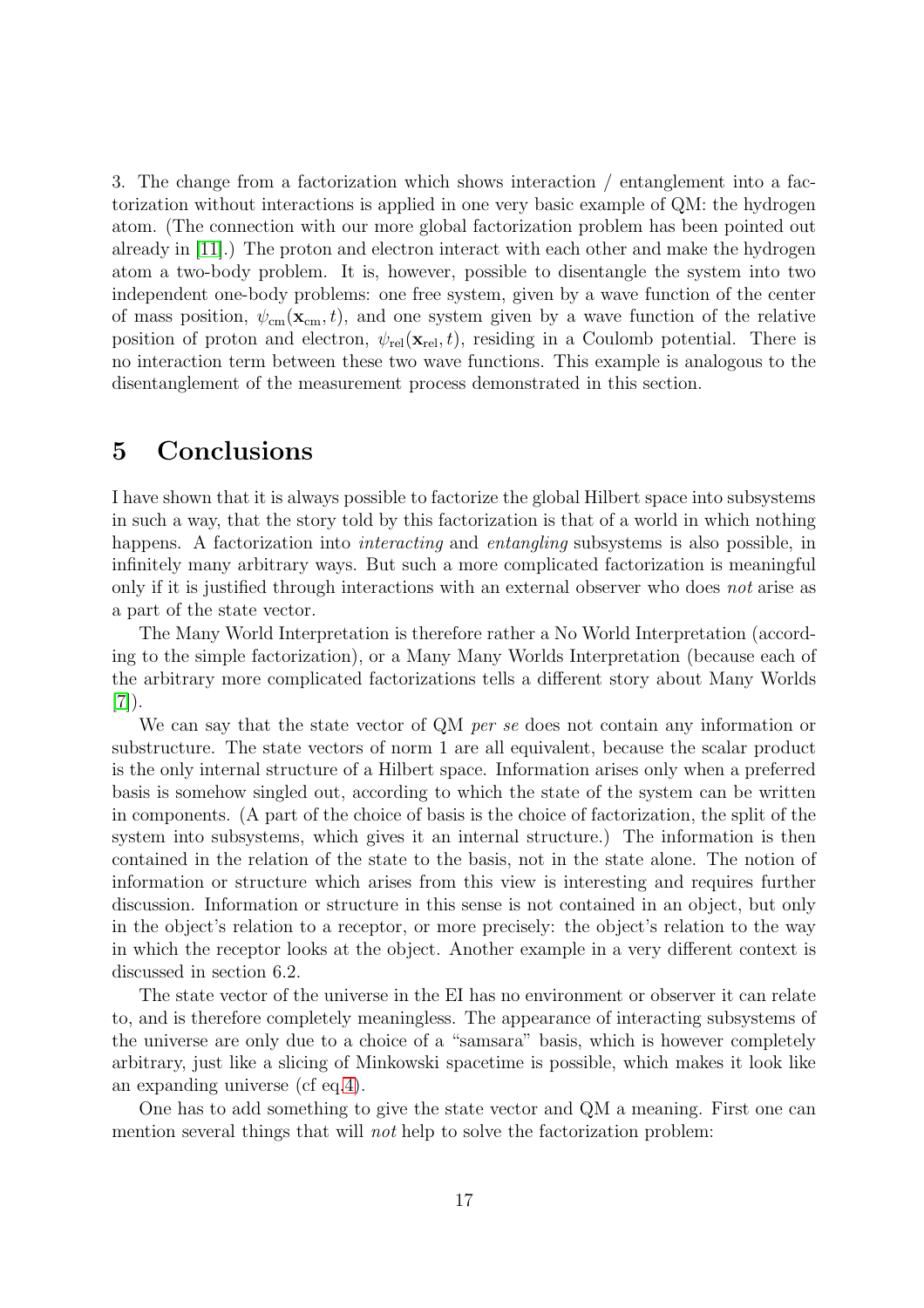3. The change from a factorization which shows interaction / entanglement into a factorization without interactions is applied in one very basic example of QM: the hydrogen atom. (The connection with our more global factorization problem has been pointed out already in [11].) The proton and electron interact with each other and make the hydrogen atom a two-body problem. It is, however, possible to disentangle the system into two independent one-body problems: one free system, given by a wave function of the center of mass position, $\psi_{\mathrm{cm}}(\mathbf{x}_{\mathrm{cm}}, t)$, and one system given by a wave function of the relative position of proton and electron, $\psi_{\mathrm{rel}}(\mathbf{x}_{\mathrm{rel}}, t)$, residing in a Coulomb potential. There is no interaction term between these two wave functions. This example is analogous to the disentanglement of the measurement process demonstrated in this section.

# 5 Conclusions

I have shown that it is always possible to factorize the global Hilbert space into subsystems in such a way, that the story told by this factorization is that of a world in which nothing happens. A factorization into *interacting* and *entangling* subsystems is also possible, in infinitely many arbitrary ways. But such a more complicated factorization is meaningful only if it is justified through interactions with an external observer who does *not* arise as a part of the state vector.

The Many World Interpretation is therefore rather a No World Interpretation (according to the simple factorization), or a Many Many Worlds Interpretation (because each of the arbitrary more complicated factorizations tells a different story about Many Worlds [7]).

We can say that the state vector of QM *per se* does not contain any information or substructure. The state vectors of norm 1 are all equivalent, because the scalar product is the only internal structure of a Hilbert space. Information arises only when a preferred basis is somehow singled out, according to which the state of the system can be written in components. (A part of the choice of basis is the choice of factorization, the split of the system into subsystems, which gives it an internal structure.) The information is then contained in the relation of the state to the basis, not in the state alone. The notion of information or structure which arises from this view is interesting and requires further discussion. Information or structure in this sense is not contained in an object, but only in the object's relation to a receptor, or more precisely: the object's relation to the way in which the receptor looks at the object. Another example in a very different context is discussed in section 6.2.

The state vector of the universe in the EI has no environment or observer it can relate to, and is therefore completely meaningless. The appearance of interacting subsystems of the universe are only due to a choice of a "samsara" basis, which is however completely arbitrary, just like a slicing of Minkowski spacetime is possible, which makes it look like an expanding universe (cf eq.4).

One has to add something to give the state vector and QM a meaning. First one can mention several things that will *not* help to solve the factorization problem: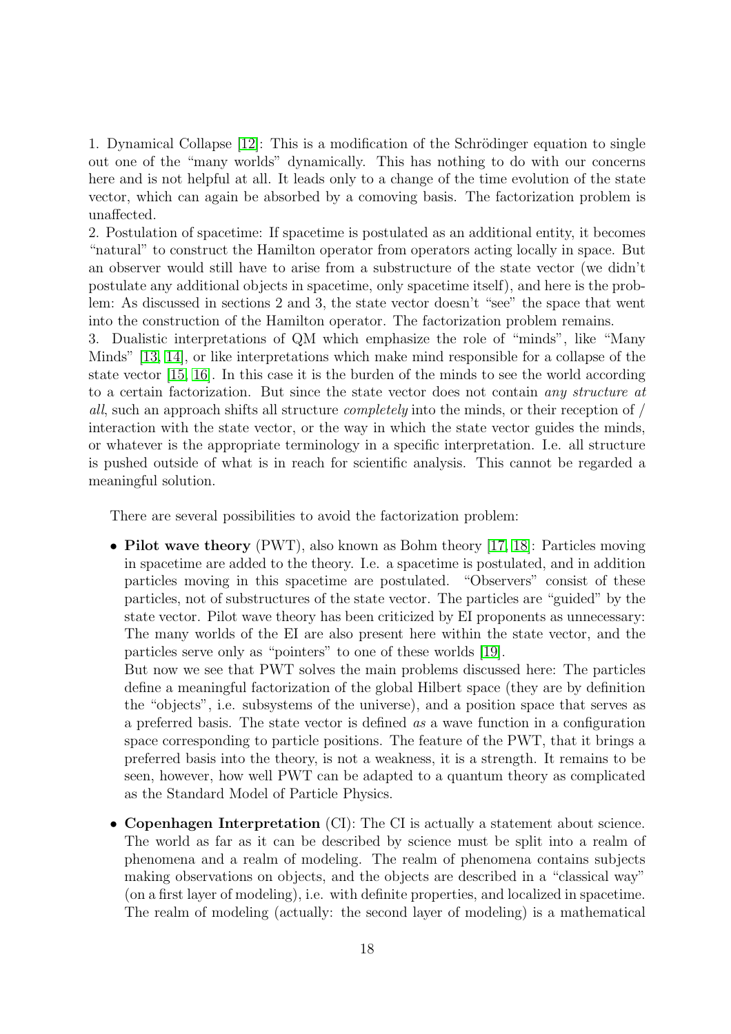1. Dynamical Collapse [12]: This is a modification of the Schrödinger equation to single out one of the "many worlds" dynamically. This has nothing to do with our concerns here and is not helpful at all. It leads only to a change of the time evolution of the state vector, which can again be absorbed by a comoving basis. The factorization problem is unaffected.

2. Postulation of spacetime: If spacetime is postulated as an additional entity, it becomes "natural" to construct the Hamilton operator from operators acting locally in space. But an observer would still have to arise from a substructure of the state vector (we didn't postulate any additional objects in spacetime, only spacetime itself), and here is the problem: As discussed in sections 2 and 3, the state vector doesn't "see" the space that went into the construction of the Hamilton operator. The factorization problem remains.

3. Dualistic interpretations of QM which emphasize the role of "minds", like "Many Minds" [13, 14], or like interpretations which make mind responsible for a collapse of the state vector [15, 16]. In this case it is the burden of the minds to see the world according to a certain factorization. But since the state vector does not contain *any structure at all*, such an approach shifts all structure *completely* into the minds, or their reception of / interaction with the state vector, or the way in which the state vector guides the minds, or whatever is the appropriate terminology in a specific interpretation. I.e. all structure is pushed outside of what is in reach for scientific analysis. This cannot be regarded a meaningful solution.

There are several possibilities to avoid the factorization problem:

- **Pilot wave theory** (PWT), also known as Bohm theory [17, 18]: Particles moving in spacetime are added to the theory. I.e. a spacetime is postulated, and in addition particles moving in this spacetime are postulated. "Observers" consist of these particles, not of substructures of the state vector. The particles are "guided" by the state vector. Pilot wave theory has been criticized by EI proponents as unnecessary: The many worlds of the EI are also present here within the state vector, and the particles serve only as "pointers" to one of these worlds [19].

  But now we see that PWT solves the main problems discussed here: The particles define a meaningful factorization of the global Hilbert space (they are by definition the "objects", i.e. subsystems of the universe), and a position space that serves as a preferred basis. The state vector is defined *as* a wave function in a configuration space corresponding to particle positions. The feature of the PWT, that it brings a preferred basis into the theory, is not a weakness, it is a strength. It remains to be seen, however, how well PWT can be adapted to a quantum theory as complicated as the Standard Model of Particle Physics.

- **Copenhagen Interpretation** (CI): The CI is actually a statement about science. The world as far as it can be described by science must be split into a realm of phenomena and a realm of modeling. The realm of phenomena contains subjects making observations on objects, and the objects are described in a "classical way" (on a first layer of modeling), i.e. with definite properties, and localized in spacetime. The realm of modeling (actually: the second layer of modeling) is a mathematical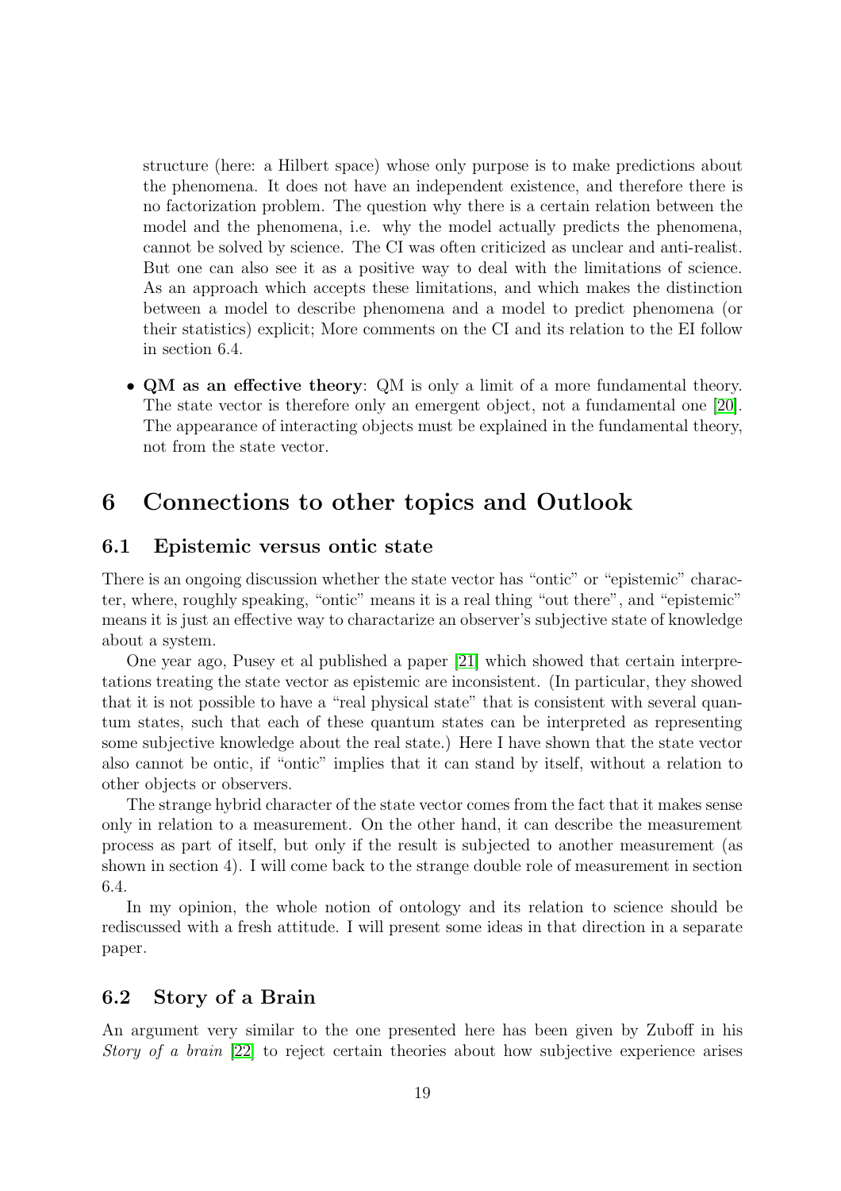structure (here: a Hilbert space) whose only purpose is to make predictions about the phenomena. It does not have an independent existence, and therefore there is no factorization problem. The question why there is a certain relation between the model and the phenomena, i.e. why the model actually predicts the phenomena, cannot be solved by science. The CI was often criticized as unclear and anti-realist. But one can also see it as a positive way to deal with the limitations of science. As an approach which accepts these limitations, and which makes the distinction between a model to describe phenomena and a model to predict phenomena (or their statistics) explicit; More comments on the CI and its relation to the EI follow in section 6.4.

- **QM as an effective theory**: QM is only a limit of a more fundamental theory. The state vector is therefore only an emergent object, not a fundamental one [20]. The appearance of interacting objects must be explained in the fundamental theory, not from the state vector.

# 6 Connections to other topics and Outlook

## 6.1 Epistemic versus ontic state

There is an ongoing discussion whether the state vector has "ontic" or "epistemic" character, where, roughly speaking, "ontic" means it is a real thing "out there", and "epistemic" means it is just an effective way to charactarize an observer's subjective state of knowledge about a system.

One year ago, Pusey et al published a paper [21] which showed that certain interpretations treating the state vector as epistemic are inconsistent. (In particular, they showed that it is not possible to have a "real physical state" that is consistent with several quantum states, such that each of these quantum states can be interpreted as representing some subjective knowledge about the real state.) Here I have shown that the state vector also cannot be ontic, if "ontic" implies that it can stand by itself, without a relation to other objects or observers.

The strange hybrid character of the state vector comes from the fact that it makes sense only in relation to a measurement. On the other hand, it can describe the measurement process as part of itself, but only if the result is subjected to another measurement (as shown in section 4). I will come back to the strange double role of measurement in section 6.4.

In my opinion, the whole notion of ontology and its relation to science should be rediscussed with a fresh attitude. I will present some ideas in that direction in a separate paper.

## 6.2 Story of a Brain

An argument very similar to the one presented here has been given by Zuboff in his *Story of a brain* [22] to reject certain theories about how subjective experience arises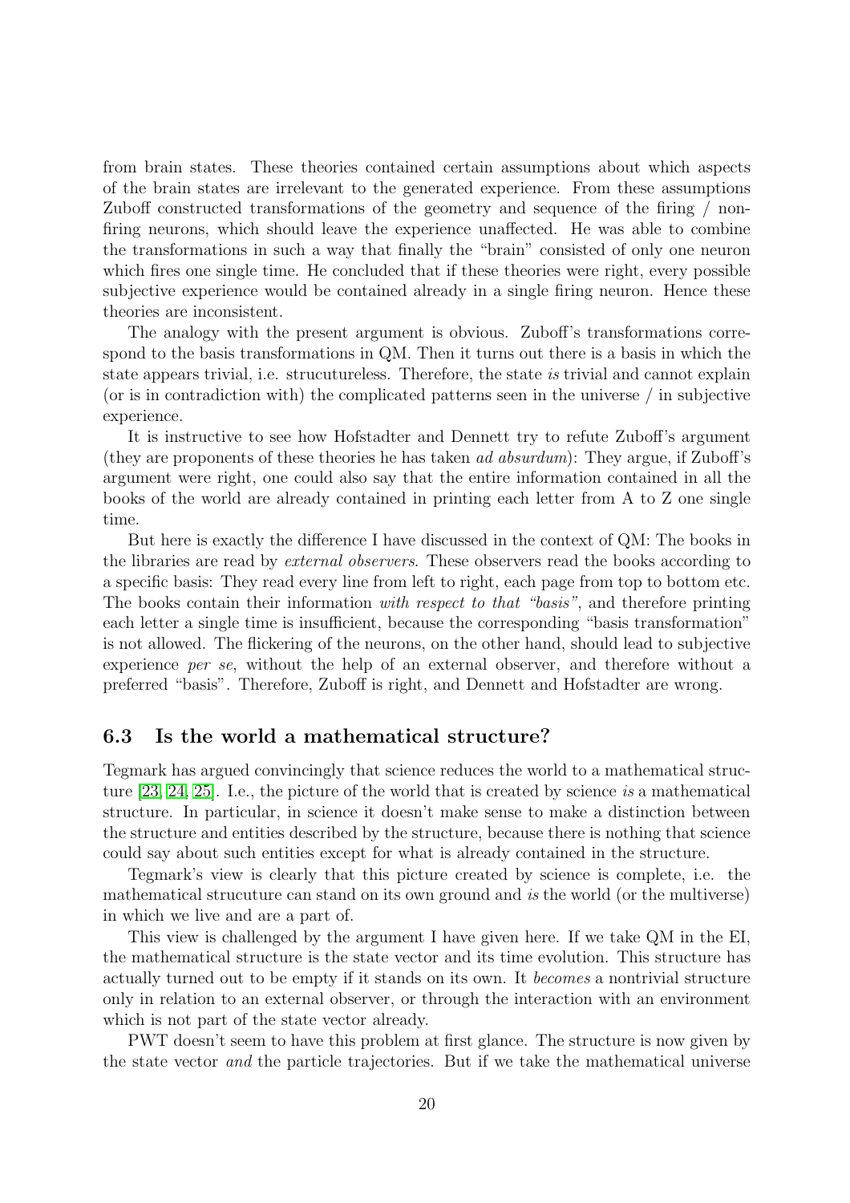from brain states. These theories contained certain assumptions about which aspects of the brain states are irrelevant to the generated experience. From these assumptions Zuboff constructed transformations of the geometry and sequence of the firing / non-firing neurons, which should leave the experience unaffected. He was able to combine the transformations in such a way that finally the "brain" consisted of only one neuron which fires one single time. He concluded that if these theories were right, every possible subjective experience would be contained already in a single firing neuron. Hence these theories are inconsistent.

The analogy with the present argument is obvious. Zuboff's transformations correspond to the basis transformations in QM. Then it turns out there is a basis in which the state appears trivial, i.e. strucutureless. Therefore, the state *is* trivial and cannot explain (or is in contradiction with) the complicated patterns seen in the universe / in subjective experience.

It is instructive to see how Hofstadter and Dennett try to refute Zuboff's argument (they are proponents of these theories he has taken *ad absurdum*): They argue, if Zuboff's argument were right, one could also say that the entire information contained in all the books of the world are already contained in printing each letter from A to Z one single time.

But here is exactly the difference I have discussed in the context of QM: The books in the libraries are read by *external observers*. These observers read the books according to a specific basis: They read every line from left to right, each page from top to bottom etc. The books contain their information *with respect to that "basis"*, and therefore printing each letter a single time is insufficient, because the corresponding "basis transformation" is not allowed. The flickering of the neurons, on the other hand, should lead to subjective experience *per se*, without the help of an external observer, and therefore without a preferred "basis". Therefore, Zuboff is right, and Dennett and Hofstadter are wrong.

### 6.3 Is the world a mathematical structure?

Tegmark has argued convincingly that science reduces the world to a mathematical structure [23, 24, 25]. I.e., the picture of the world that is created by science *is* a mathematical structure. In particular, in science it doesn't make sense to make a distinction between the structure and entities described by the structure, because there is nothing that science could say about such entities except for what is already contained in the structure.

Tegmark's view is clearly that this picture created by science is complete, i.e. the mathematical strucuture can stand on its own ground and *is* the world (or the multiverse) in which we live and are a part of.

This view is challenged by the argument I have given here. If we take QM in the EI, the mathematical structure is the state vector and its time evolution. This structure has actually turned out to be empty if it stands on its own. It *becomes* a nontrivial structure only in relation to an external observer, or through the interaction with an environment which is not part of the state vector already.

PWT doesn't seem to have this problem at first glance. The structure is now given by the state vector *and* the particle trajectories. But if we take the mathematical universe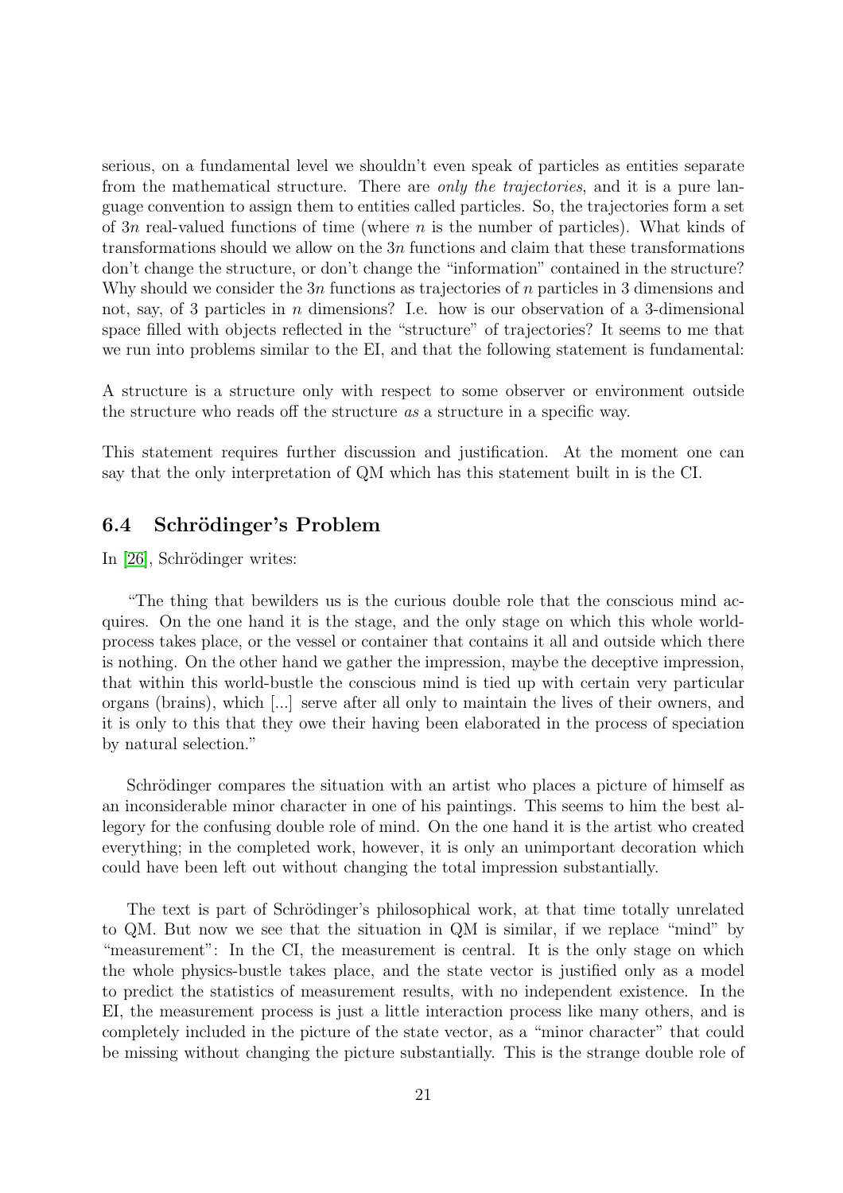serious, on a fundamental level we shouldn't even speak of particles as entities separate from the mathematical structure. There are *only the trajectories*, and it is a pure language convention to assign them to entities called particles. So, the trajectories form a set of $3n$ real-valued functions of time (where $n$ is the number of particles). What kinds of transformations should we allow on the $3n$ functions and claim that these transformations don't change the structure, or don't change the "information" contained in the structure? Why should we consider the $3n$ functions as trajectories of $n$ particles in 3 dimensions and not, say, of 3 particles in $n$ dimensions? I.e. how is our observation of a 3-dimensional space filled with objects reflected in the "structure" of trajectories? It seems to me that we run into problems similar to the EI, and that the following statement is fundamental:

A structure is a structure only with respect to some observer or environment outside the structure who reads off the structure *as* a structure in a specific way.

This statement requires further discussion and justification. At the moment one can say that the only interpretation of QM which has this statement built in is the CI.

### 6.4 Schrödinger's Problem

In [26], Schrödinger writes:

"The thing that bewilders us is the curious double role that the conscious mind acquires. On the one hand it is the stage, and the only stage on which this whole world-process takes place, or the vessel or container that contains it all and outside which there is nothing. On the other hand we gather the impression, maybe the deceptive impression, that within this world-bustle the conscious mind is tied up with certain very particular organs (brains), which [...] serve after all only to maintain the lives of their owners, and it is only to this that they owe their having been elaborated in the process of speciation by natural selection."

Schrödinger compares the situation with an artist who places a picture of himself as an inconsiderable minor character in one of his paintings. This seems to him the best allegory for the confusing double role of mind. On the one hand it is the artist who created everything; in the completed work, however, it is only an unimportant decoration which could have been left out without changing the total impression substantially.

The text is part of Schrödinger's philosophical work, at that time totally unrelated to QM. But now we see that the situation in QM is similar, if we replace "mind" by "measurement": In the CI, the measurement is central. It is the only stage on which the whole physics-bustle takes place, and the state vector is justified only as a model to predict the statistics of measurement results, with no independent existence. In the EI, the measurement process is just a little interaction process like many others, and is completely included in the picture of the state vector, as a "minor character" that could be missing without changing the picture substantially. This is the strange double role of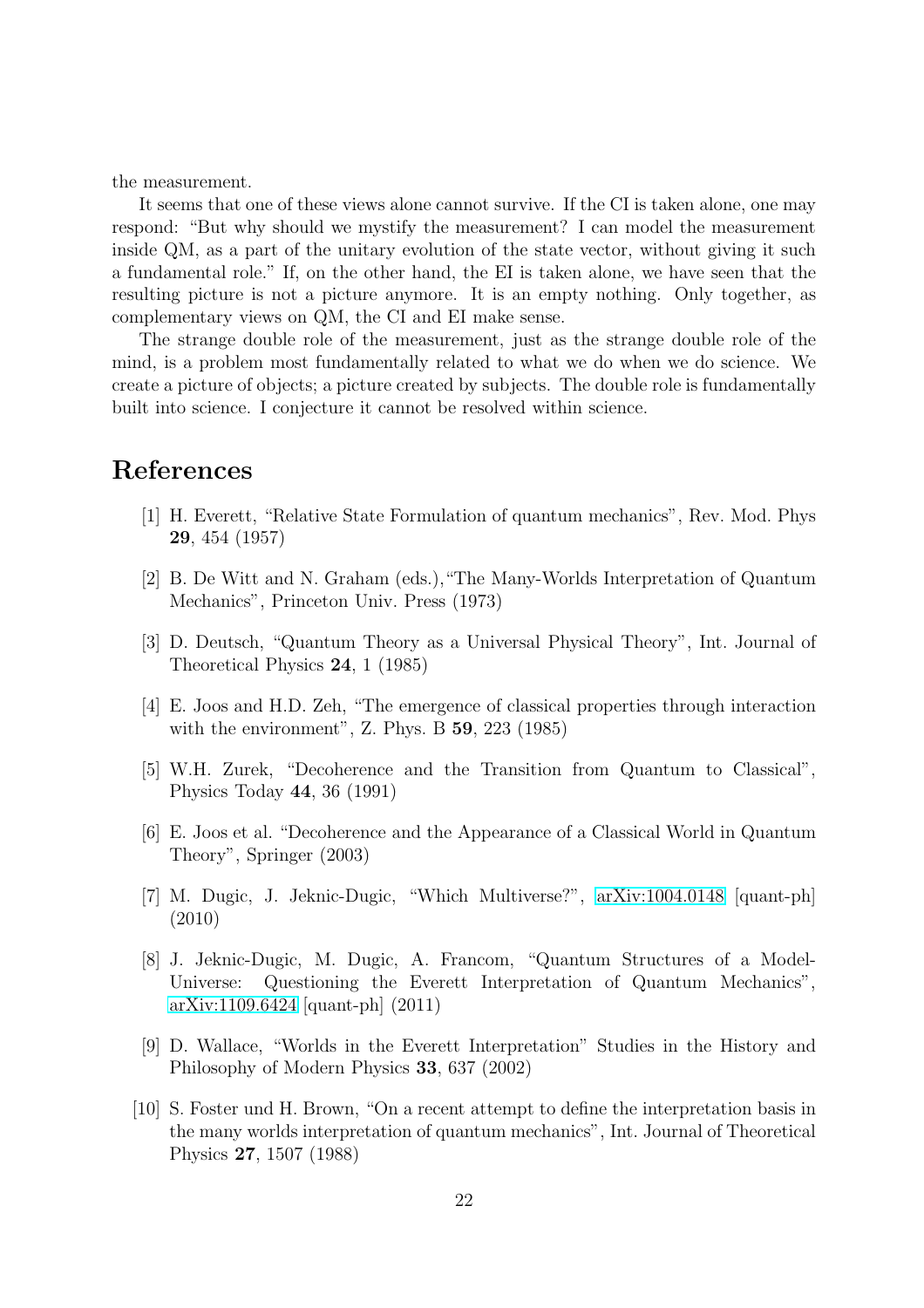the measurement.

It seems that one of these views alone cannot survive. If the CI is taken alone, one may respond: "But why should we mystify the measurement? I can model the measurement inside QM, as a part of the unitary evolution of the state vector, without giving it such a fundamental role." If, on the other hand, the EI is taken alone, we have seen that the resulting picture is not a picture anymore. It is an empty nothing. Only together, as complementary views on QM, the CI and EI make sense.

The strange double role of the measurement, just as the strange double role of the mind, is a problem most fundamentally related to what we do when we do science. We create a picture of objects; a picture created by subjects. The double role is fundamentally built into science. I conjecture it cannot be resolved within science.

# References

[1] H. Everett, "Relative State Formulation of quantum mechanics", Rev. Mod. Phys **29**, 454 (1957)

[2] B. De Witt and N. Graham (eds.),"The Many-Worlds Interpretation of Quantum Mechanics", Princeton Univ. Press (1973)

[3] D. Deutsch, "Quantum Theory as a Universal Physical Theory", Int. Journal of Theoretical Physics **24**, 1 (1985)

[4] E. Joos and H.D. Zeh, "The emergence of classical properties through interaction with the environment", Z. Phys. B **59**, 223 (1985)

[5] W.H. Zurek, "Decoherence and the Transition from Quantum to Classical", Physics Today **44**, 36 (1991)

[6] E. Joos et al. "Decoherence and the Appearance of a Classical World in Quantum Theory", Springer (2003)

[7] M. Dugic, J. Jeknic-Dugic, "Which Multiverse?", arXiv:1004.0148 [quant-ph] (2010)

[8] J. Jeknic-Dugic, M. Dugic, A. Francom, "Quantum Structures of a Model-Universe: Questioning the Everett Interpretation of Quantum Mechanics", arXiv:1109.6424 [quant-ph] (2011)

[9] D. Wallace, "Worlds in the Everett Interpretation" Studies in the History and Philosophy of Modern Physics **33**, 637 (2002)

[10] S. Foster und H. Brown, "On a recent attempt to define the interpretation basis in the many worlds interpretation of quantum mechanics", Int. Journal of Theoretical Physics **27**, 1507 (1988)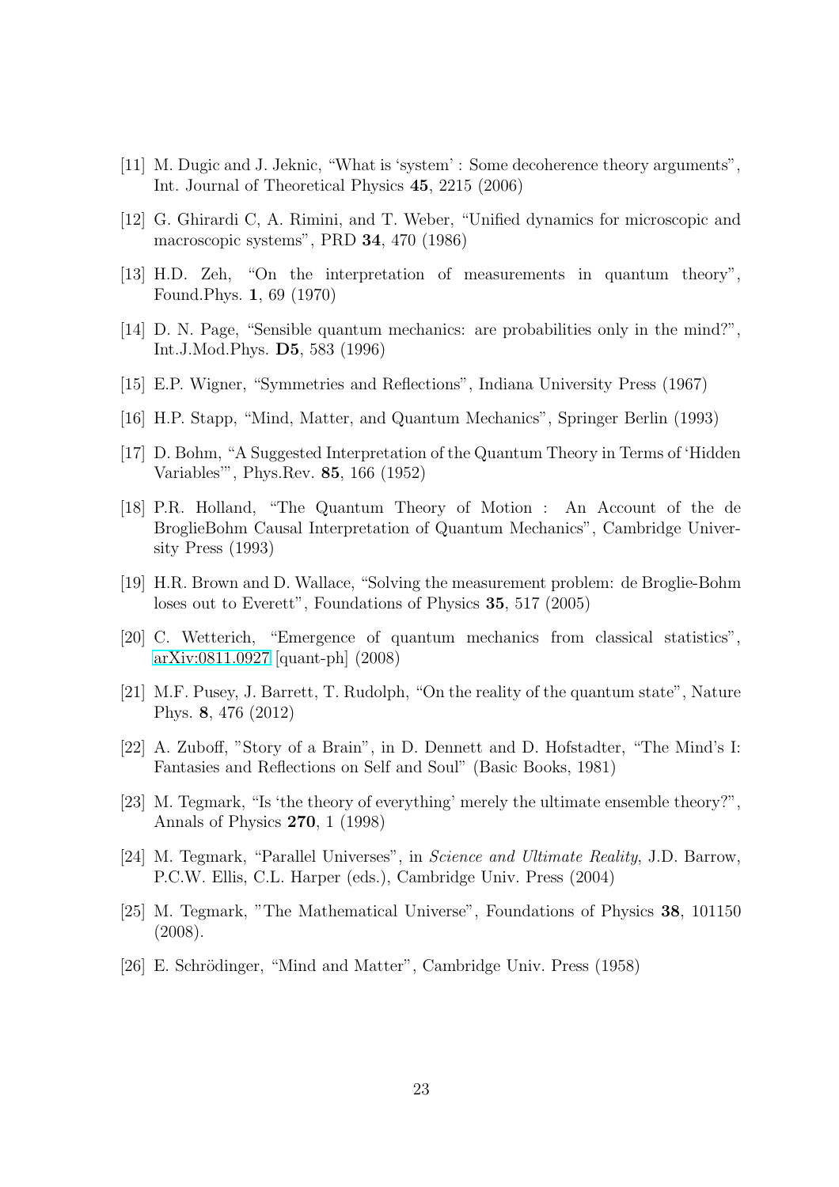[11] M. Dugic and J. Jeknic, “What is ‘system’ : Some decoherence theory arguments”, Int. Journal of Theoretical Physics **45**, 2215 (2006)

[12] G. Ghirardi C, A. Rimini, and T. Weber, “Unified dynamics for microscopic and macroscopic systems”, PRD **34**, 470 (1986)

[13] H.D. Zeh, “On the interpretation of measurements in quantum theory”, Found.Phys. **1**, 69 (1970)

[14] D. N. Page, “Sensible quantum mechanics: are probabilities only in the mind?”, Int.J.Mod.Phys. **D5**, 583 (1996)

[15] E.P. Wigner, “Symmetries and Reflections”, Indiana University Press (1967)

[16] H.P. Stapp, “Mind, Matter, and Quantum Mechanics”, Springer Berlin (1993)

[17] D. Bohm, “A Suggested Interpretation of the Quantum Theory in Terms of ‘Hidden Variables’”, Phys.Rev. **85**, 166 (1952)

[18] P.R. Holland, “The Quantum Theory of Motion : An Account of the de BroglieBohm Causal Interpretation of Quantum Mechanics”, Cambridge University Press (1993)

[19] H.R. Brown and D. Wallace, “Solving the measurement problem: de Broglie-Bohm loses out to Everett”, Foundations of Physics **35**, 517 (2005)

[20] C. Wetterich, “Emergence of quantum mechanics from classical statistics”, arXiv:0811.0927 [quant-ph] (2008)

[21] M.F. Pusey, J. Barrett, T. Rudolph, “On the reality of the quantum state”, Nature Phys. **8**, 476 (2012)

[22] A. Zuboff, "Story of a Brain", in D. Dennett and D. Hofstadter, “The Mind’s I: Fantasies and Reflections on Self and Soul” (Basic Books, 1981)

[23] M. Tegmark, “Is ‘the theory of everything’ merely the ultimate ensemble theory?”, Annals of Physics **270**, 1 (1998)

[24] M. Tegmark, “Parallel Universes”, in *Science and Ultimate Reality*, J.D. Barrow, P.C.W. Ellis, C.L. Harper (eds.), Cambridge Univ. Press (2004)

[25] M. Tegmark, "The Mathematical Universe", Foundations of Physics **38**, 101150 (2008).

[26] E. Schrödinger, “Mind and Matter”, Cambridge Univ. Press (1958)